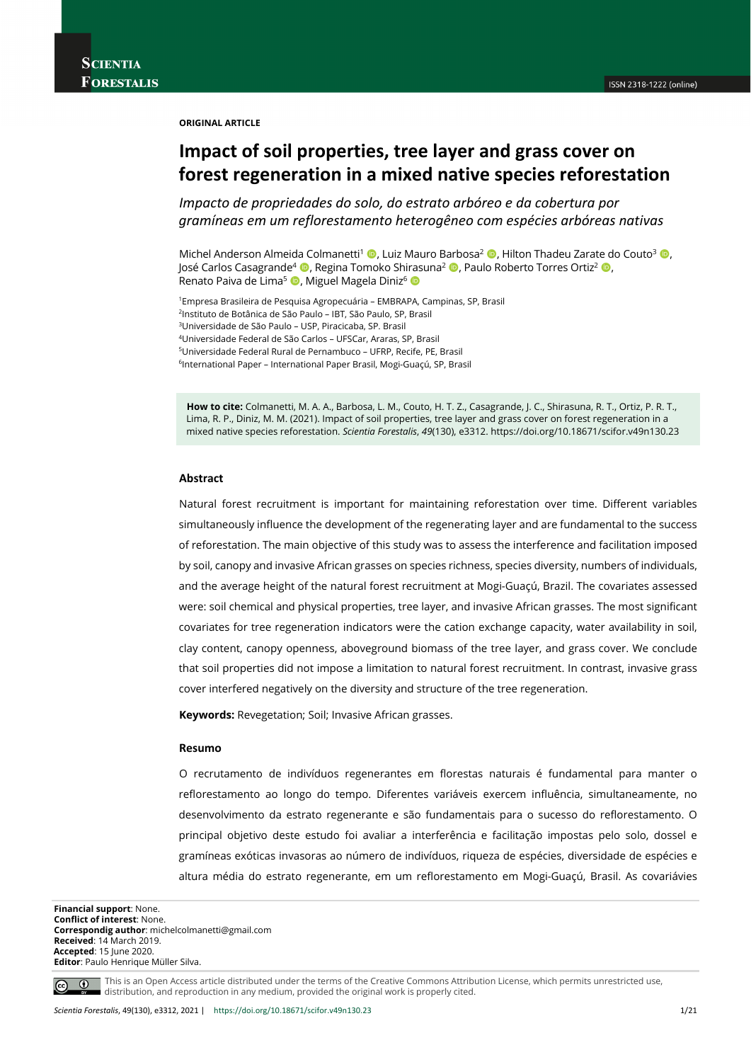**ORIGINAL ARTICLE**

# Impact of soil properties, tree layer and grass cover on forest regeneration in a mixed native species reforestation

*Impacto de propriedades do solo, do estrato arbóreo e da cobertura por gramíneas em um reflorestamento heterogêneo com espécies arbóreas nativas*

Michel Anderson Almeida Colmanetti[1], Luiz Mauro Barbosa[2], Hilton Thadeu Zarate do Couto[3], José Carlos Casagrande[4], Regina Tomoko Shirasuna[2], Paulo Roberto Torres Ortiz[2], Renato Paiva de Lima[5], Miguel Magela Diniz[6]

[1]Empresa Brasileira de Pesquisa Agropecuária – EMBRAPA, Campinas, SP, Brasil
[2]Instituto de Botânica de São Paulo – IBT, São Paulo, SP, Brasil
[3]Universidade de São Paulo – USP, Piracicaba, SP. Brasil
[4]Universidade Federal de São Carlos – UFSCar, Araras, SP, Brasil
[5]Universidade Federal Rural de Pernambuco – UFRP, Recife, PE, Brasil
[6]International Paper – International Paper Brasil, Mogi-Guaçú, SP, Brasil

**How to cite:** Colmanetti, M. A. A., Barbosa, L. M., Couto, H. T. Z., Casagrande, J. C., Shirasuna, R. T., Ortiz, P. R. T., Lima, R. P., Diniz, M. M. (2021). Impact of soil properties, tree layer and grass cover on forest regeneration in a mixed native species reforestation. *Scientia Forestalis*, *49*(130), e3312. https://doi.org/10.18671/scifor.v49n130.23

## Abstract

Natural forest recruitment is important for maintaining reforestation over time. Different variables simultaneously influence the development of the regenerating layer and are fundamental to the success of reforestation. The main objective of this study was to assess the interference and facilitation imposed by soil, canopy and invasive African grasses on species richness, species diversity, numbers of individuals, and the average height of the natural forest recruitment at Mogi-Guaçú, Brazil. The covariates assessed were: soil chemical and physical properties, tree layer, and invasive African grasses. The most significant covariates for tree regeneration indicators were the cation exchange capacity, water availability in soil, clay content, canopy openness, aboveground biomass of the tree layer, and grass cover. We conclude that soil properties did not impose a limitation to natural forest recruitment. In contrast, invasive grass cover interfered negatively on the diversity and structure of the tree regeneration.

**Keywords:** Revegetation; Soil; Invasive African grasses.

## Resumo

O recrutamento de indivíduos regenerantes em florestas naturais é fundamental para manter o reflorestamento ao longo do tempo. Diferentes variáveis exercem influência, simultaneamente, no desenvolvimento da estrato regenerante e são fundamentais para o sucesso do reflorestamento. O principal objetivo deste estudo foi avaliar a interferência e facilitação impostas pelo solo, dossel e gramíneas exóticas invasoras ao número de indivíduos, riqueza de espécies, diversidade de espécies e altura média do estrato regenerante, em um reflorestamento em Mogi-Guaçu, Brasil. As covariávies

**Financial support**: None.
**Conflict of interest**: None.
**Correspondig author**: michelcolmanetti@gmail.com
**Received**: 14 March 2019.
**Accepted**: 15 June 2020.
**Editor**: Paulo Henrique Müller Silva.

This is an Open Access article distributed under the terms of the Creative Commons Attribution License, which permits unrestricted use, distribution, and reproduction in any medium, provided the original work is properly cited.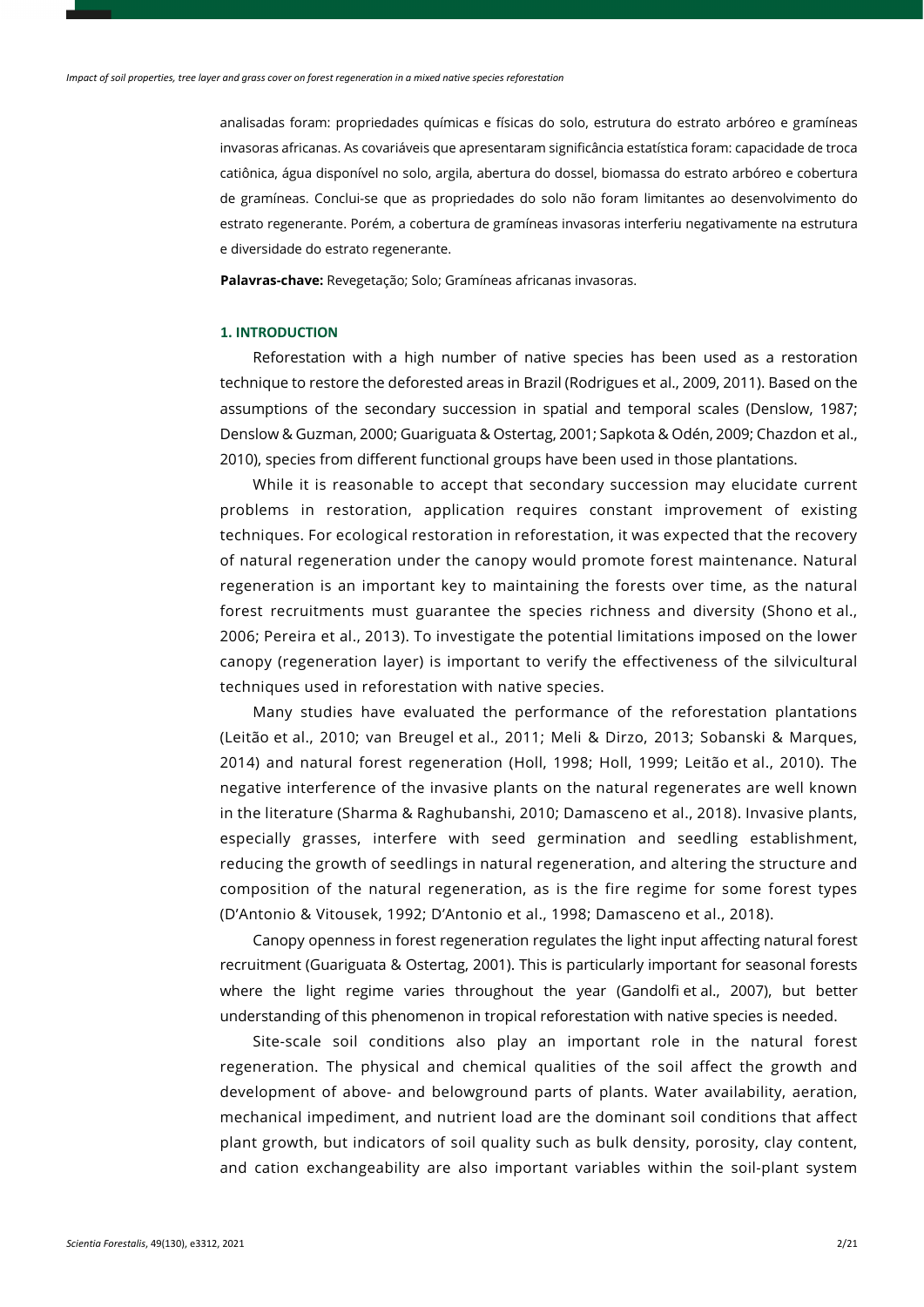analisadas foram: propriedades químicas e físicas do solo, estrutura do estrato arbóreo e gramíneas invasoras africanas. As covariáveis que apresentaram significância estatística foram: capacidade de troca catiônica, água disponível no solo, argila, abertura do dossel, biomassa do estrato arbóreo e cobertura de gramíneas. Conclui-se que as propriedades do solo não foram limitantes ao desenvolvimento do estrato regenerante. Porém, a cobertura de gramíneas invasoras interferiu negativamente na estrutura e diversidade do estrato regenerante.

**Palavras-chave:** Revegetação; Solo; Gramíneas africanas invasoras.

## 1. INTRODUCTION

Reforestation with a high number of native species has been used as a restoration technique to restore the deforested areas in Brazil (Rodrigues et al., 2009, 2011). Based on the assumptions of the secondary succession in spatial and temporal scales (Denslow, 1987; Denslow & Guzman, 2000; Guariguata & Ostertag, 2001; Sapkota & Odén, 2009; Chazdon et al., 2010), species from different functional groups have been used in those plantations.

While it is reasonable to accept that secondary succession may elucidate current problems in restoration, application requires constant improvement of existing techniques. For ecological restoration in reforestation, it was expected that the recovery of natural regeneration under the canopy would promote forest maintenance. Natural regeneration is an important key to maintaining the forests over time, as the natural forest recruitments must guarantee the species richness and diversity (Shono et al., 2006; Pereira et al., 2013). To investigate the potential limitations imposed on the lower canopy (regeneration layer) is important to verify the effectiveness of the silvicultural techniques used in reforestation with native species.

Many studies have evaluated the performance of the reforestation plantations (Leitão et al., 2010; van Breugel et al., 2011; Meli & Dirzo, 2013; Sobanski & Marques, 2014) and natural forest regeneration (Holl, 1998; Holl, 1999; Leitão et al., 2010). The negative interference of the invasive plants on the natural regenerates are well known in the literature (Sharma & Raghubanshi, 2010; Damasceno et al., 2018). Invasive plants, especially grasses, interfere with seed germination and seedling establishment, reducing the growth of seedlings in natural regeneration, and altering the structure and composition of the natural regeneration, as is the fire regime for some forest types (D'Antonio & Vitousek, 1992; D'Antonio et al., 1998; Damasceno et al., 2018).

Canopy openness in forest regeneration regulates the light input affecting natural forest recruitment (Guariguata & Ostertag, 2001). This is particularly important for seasonal forests where the light regime varies throughout the year (Gandolfi et al., 2007), but better understanding of this phenomenon in tropical reforestation with native species is needed.

Site-scale soil conditions also play an important role in the natural forest regeneration. The physical and chemical qualities of the soil affect the growth and development of above- and belowground parts of plants. Water availability, aeration, mechanical impediment, and nutrient load are the dominant soil conditions that affect plant growth, but indicators of soil quality such as bulk density, porosity, clay content, and cation exchangeability are also important variables within the soil-plant system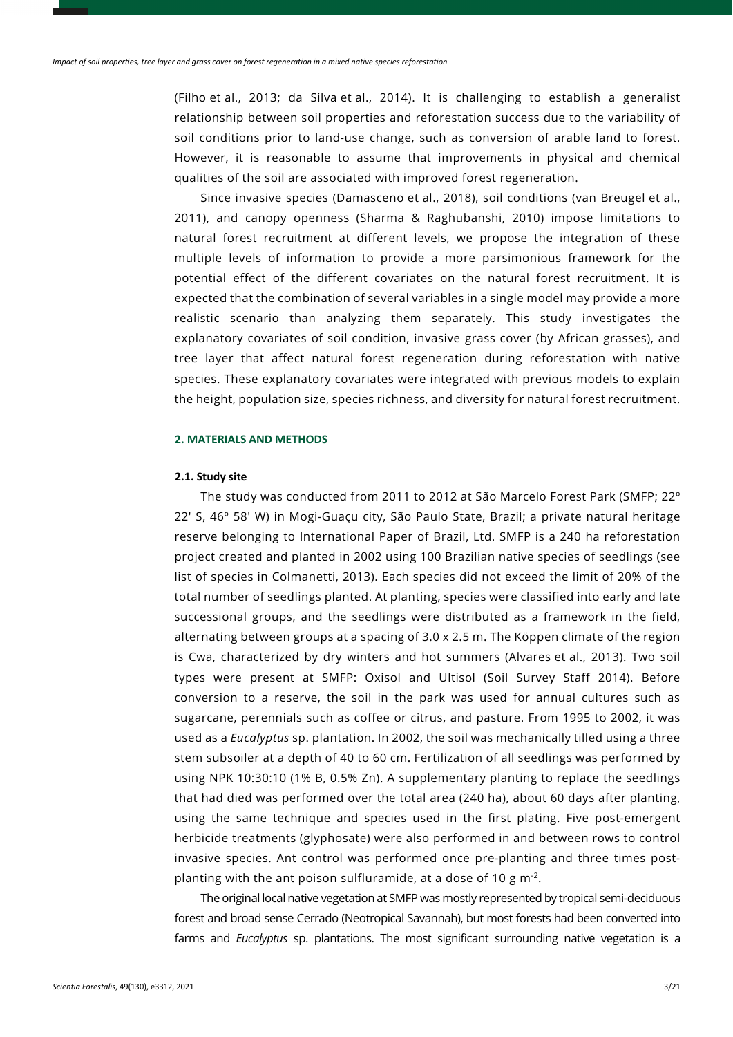(Filho et al., 2013; da Silva et al., 2014). It is challenging to establish a generalist relationship between soil properties and reforestation success due to the variability of soil conditions prior to land-use change, such as conversion of arable land to forest. However, it is reasonable to assume that improvements in physical and chemical qualities of the soil are associated with improved forest regeneration.

Since invasive species (Damasceno et al., 2018), soil conditions (van Breugel et al., 2011), and canopy openness (Sharma & Raghubanshi, 2010) impose limitations to natural forest recruitment at different levels, we propose the integration of these multiple levels of information to provide a more parsimonious framework for the potential effect of the different covariates on the natural forest recruitment. It is expected that the combination of several variables in a single model may provide a more realistic scenario than analyzing them separately. This study investigates the explanatory covariates of soil condition, invasive grass cover (by African grasses), and tree layer that affect natural forest regeneration during reforestation with native species. These explanatory covariates were integrated with previous models to explain the height, population size, species richness, and diversity for natural forest recruitment.

## 2. MATERIALS AND METHODS

### 2.1. Study site

The study was conducted from 2011 to 2012 at São Marcelo Forest Park (SMFP; 22º 22' S, 46º 58' W) in Mogi-Guaçu city, São Paulo State, Brazil; a private natural heritage reserve belonging to International Paper of Brazil, Ltd. SMFP is a 240 ha reforestation project created and planted in 2002 using 100 Brazilian native species of seedlings (see list of species in Colmanetti, 2013). Each species did not exceed the limit of 20% of the total number of seedlings planted. At planting, species were classified into early and late successional groups, and the seedlings were distributed as a framework in the field, alternating between groups at a spacing of 3.0 x 2.5 m. The Köppen climate of the region is Cwa, characterized by dry winters and hot summers (Alvares et al., 2013). Two soil types were present at SMFP: Oxisol and Ultisol (Soil Survey Staff 2014). Before conversion to a reserve, the soil in the park was used for annual cultures such as sugarcane, perennials such as coffee or citrus, and pasture. From 1995 to 2002, it was used as a *Eucalyptus* sp. plantation. In 2002, the soil was mechanically tilled using a three stem subsoiler at a depth of 40 to 60 cm. Fertilization of all seedlings was performed by using NPK 10:30:10 (1% B, 0.5% Zn). A supplementary planting to replace the seedlings that had died was performed over the total area (240 ha), about 60 days after planting, using the same technique and species used in the first plating. Five post-emergent herbicide treatments (glyphosate) were also performed in and between rows to control invasive species. Ant control was performed once pre-planting and three times post-planting with the ant poison sulfluramide, at a dose of 10 g $m^{-2}$.

The original local native vegetation at SMFP was mostly represented by tropical semi-deciduous forest and broad sense Cerrado (Neotropical Savannah), but most forests had been converted into farms and *Eucalyptus* sp. plantations. The most significant surrounding native vegetation is a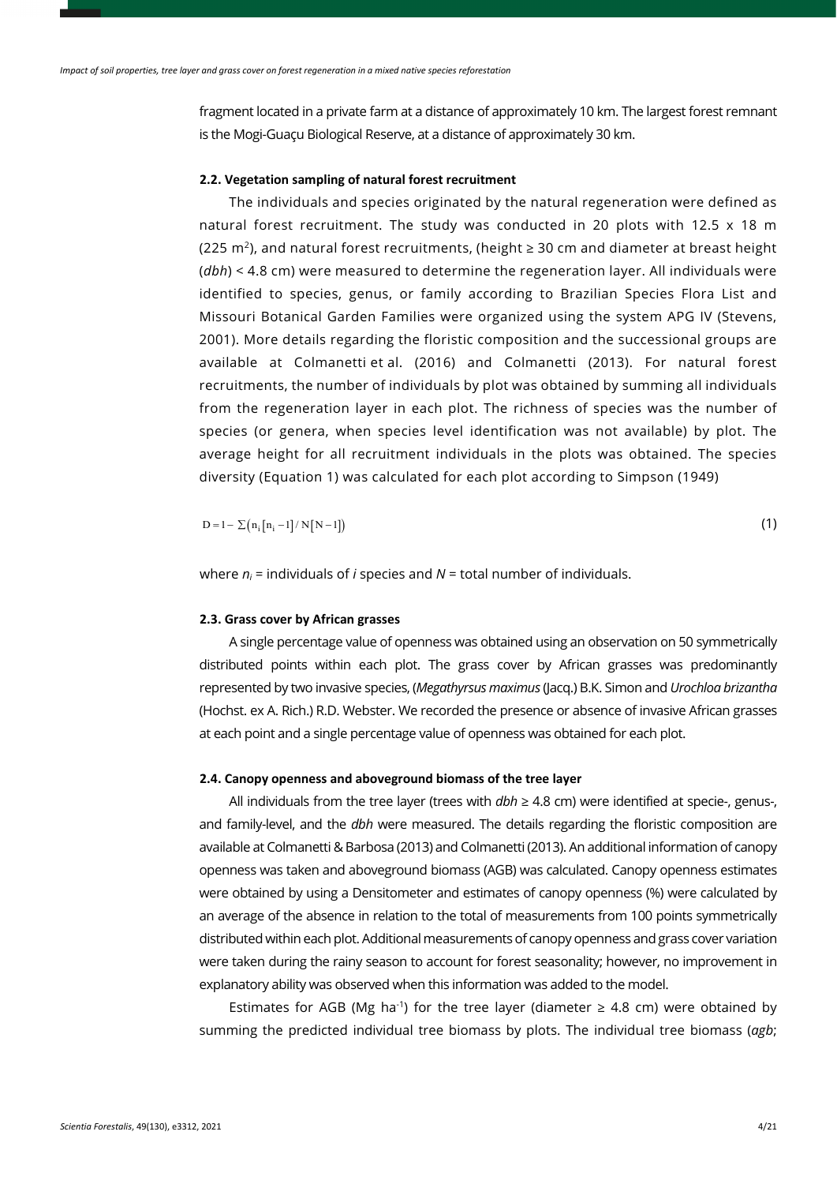fragment located in a private farm at a distance of approximately 10 km. The largest forest remnant is the Mogi-Guaçu Biological Reserve, at a distance of approximately 30 km.

#### 2.2. Vegetation sampling of natural forest recruitment

The individuals and species originated by the natural regeneration were defined as natural forest recruitment. The study was conducted in 20 plots with 12.5 x 18 m (225 $m^2$), and natural forest recruitments, (height ≥ 30 cm and diameter at breast height (*dbh*) < 4.8 cm) were measured to determine the regeneration layer. All individuals were identified to species, genus, or family according to Brazilian Species Flora List and Missouri Botanical Garden Families were organized using the system APG IV (Stevens, 2001). More details regarding the floristic composition and the successional groups are available at Colmanetti et al. (2016) and Colmanetti (2013). For natural forest recruitments, the number of individuals by plot was obtained by summing all individuals from the regeneration layer in each plot. The richness of species was the number of species (or genera, when species level identification was not available) by plot. The average height for all recruitment individuals in the plots was obtained. The species diversity (Equation 1) was calculated for each plot according to Simpson (1949)

$$D = 1 - \sum\left(n_i\left[n_i - 1\right] / N\left[N - 1\right]\right) \tag{1}$$

where $n_i$ = individuals of *i* species and *N* = total number of individuals.

#### 2.3. Grass cover by African grasses

A single percentage value of openness was obtained using an observation on 50 symmetrically distributed points within each plot. The grass cover by African grasses was predominantly represented by two invasive species, (*Megathyrsus maximus* (Jacq.) B.K. Simon and *Urochloa brizantha* (Hochst. ex A. Rich.) R.D. Webster. We recorded the presence or absence of invasive African grasses at each point and a single percentage value of openness was obtained for each plot.

#### 2.4. Canopy openness and aboveground biomass of the tree layer

All individuals from the tree layer (trees with *dbh* ≥ 4.8 cm) were identified at specie-, genus-, and family-level, and the *dbh* were measured. The details regarding the floristic composition are available at Colmanetti & Barbosa (2013) and Colmanetti (2013). An additional information of canopy openness was taken and aboveground biomass (AGB) was calculated. Canopy openness estimates were obtained by using a Densitometer and estimates of canopy openness (%) were calculated by an average of the absence in relation to the total of measurements from 100 points symmetrically distributed within each plot. Additional measurements of canopy openness and grass cover variation were taken during the rainy season to account for forest seasonality; however, no improvement in explanatory ability was observed when this information was added to the model.

Estimates for AGB (Mg $ha^{-1}$) for the tree layer (diameter ≥ 4.8 cm) were obtained by summing the predicted individual tree biomass by plots. The individual tree biomass (*agb*;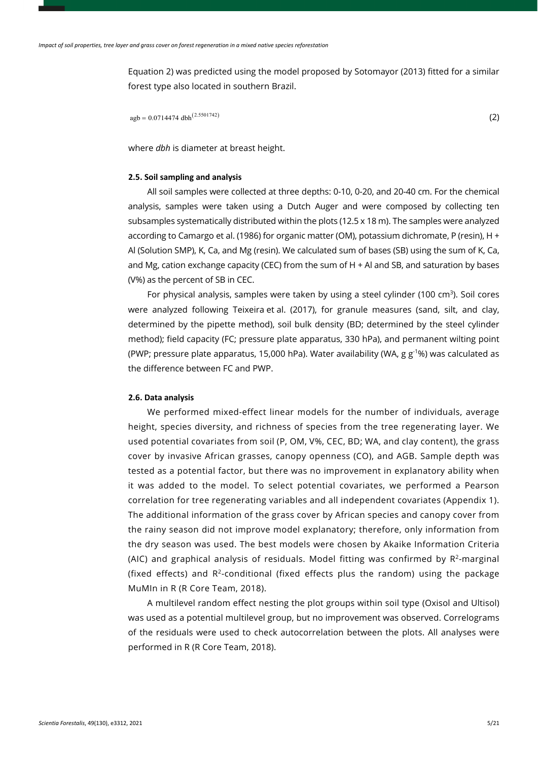Equation 2) was predicted using the model proposed by Sotomayor (2013) fitted for a similar forest type also located in southern Brazil.

$$agb = 0.0714474\ dbh^{(2.5501742)} \tag{2}$$

where *dbh* is diameter at breast height.

### 2.5. Soil sampling and analysis

All soil samples were collected at three depths: 0-10, 0-20, and 20-40 cm. For the chemical analysis, samples were taken using a Dutch Auger and were composed by collecting ten subsamples systematically distributed within the plots (12.5 x 18 m). The samples were analyzed according to Camargo et al. (1986) for organic matter (OM), potassium dichromate, P (resin), H + Al (Solution SMP), K, Ca, and Mg (resin). We calculated sum of bases (SB) using the sum of K, Ca, and Mg, cation exchange capacity (CEC) from the sum of H + Al and SB, and saturation by bases (V%) as the percent of SB in CEC.

For physical analysis, samples were taken by using a steel cylinder (100 $cm^3$). Soil cores were analyzed following Teixeira et al. (2017), for granule measures (sand, silt, and clay, determined by the pipette method), soil bulk density (BD; determined by the steel cylinder method); field capacity (FC; pressure plate apparatus, 330 hPa), and permanent wilting point (PWP; pressure plate apparatus, 15,000 hPa). Water availability (WA, g $g^{-1}$%) was calculated as the difference between FC and PWP.

### 2.6. Data analysis

We performed mixed-effect linear models for the number of individuals, average height, species diversity, and richness of species from the tree regenerating layer. We used potential covariates from soil (P, OM, V%, CEC, BD; WA, and clay content), the grass cover by invasive African grasses, canopy openness (CO), and AGB. Sample depth was tested as a potential factor, but there was no improvement in explanatory ability when it was added to the model. To select potential covariates, we performed a Pearson correlation for tree regenerating variables and all independent covariates (Appendix 1). The additional information of the grass cover by African species and canopy cover from the rainy season did not improve model explanatory; therefore, only information from the dry season was used. The best models were chosen by Akaike Information Criteria (AIC) and graphical analysis of residuals. Model fitting was confirmed by $R^2$-marginal (fixed effects) and $R^2$-conditional (fixed effects plus the random) using the package MuMIn in R (R Core Team, 2018).

A multilevel random effect nesting the plot groups within soil type (Oxisol and Ultisol) was used as a potential multilevel group, but no improvement was observed. Correlograms of the residuals were used to check autocorrelation between the plots. All analyses were performed in R (R Core Team, 2018).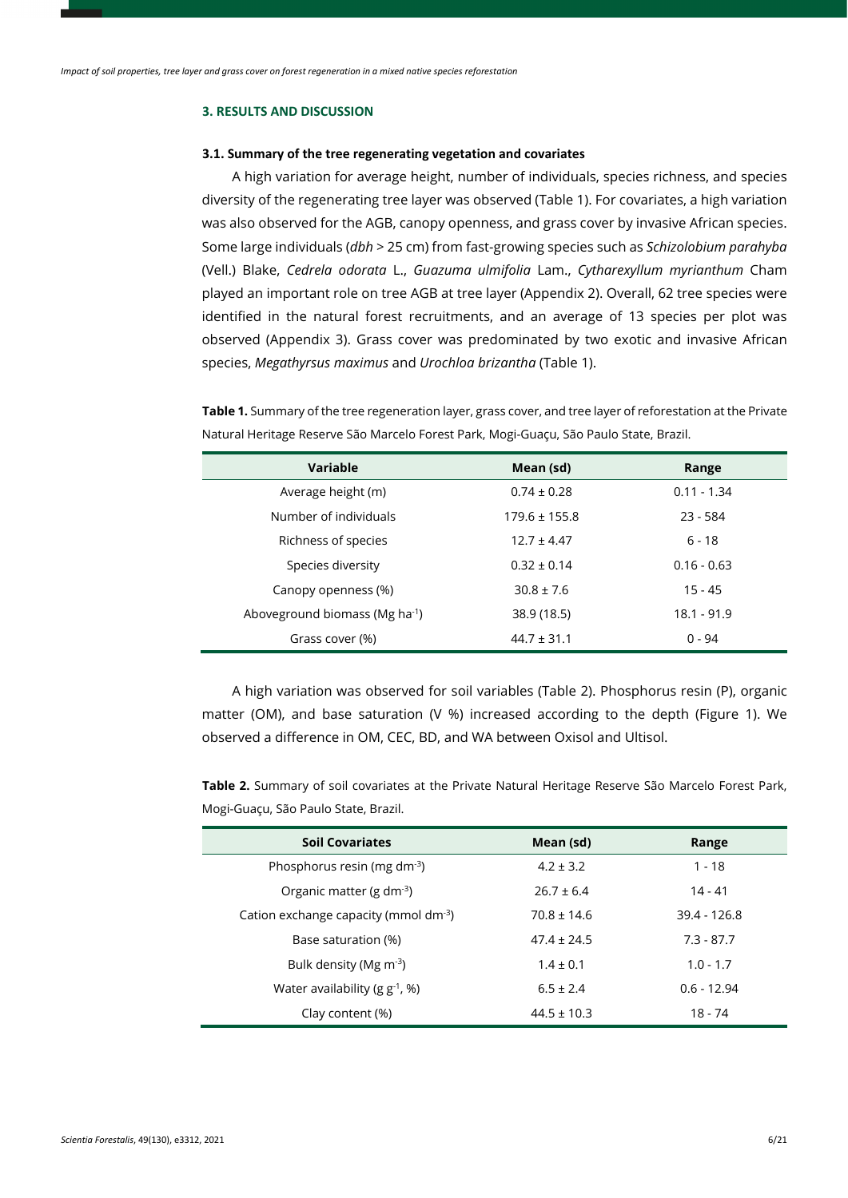## 3. RESULTS AND DISCUSSION

### 3.1. Summary of the tree regenerating vegetation and covariates

A high variation for average height, number of individuals, species richness, and species diversity of the regenerating tree layer was observed (Table 1). For covariates, a high variation was also observed for the AGB, canopy openness, and grass cover by invasive African species. Some large individuals (*dbh* > 25 cm) from fast-growing species such as *Schizolobium parahyba* (Vell.) Blake, *Cedrela odorata* L., *Guazuma ulmifolia* Lam., *Cytharexyllum myrianthum* Cham played an important role on tree AGB at tree layer (Appendix 2). Overall, 62 tree species were identified in the natural forest recruitments, and an average of 13 species per plot was observed (Appendix 3). Grass cover was predominated by two exotic and invasive African species, *Megathyrsus maximus* and *Urochloa brizantha* (Table 1).

**Table 1.** Summary of the tree regeneration layer, grass cover, and tree layer of reforestation at the Private Natural Heritage Reserve São Marcelo Forest Park, Mogi-Guaçu, São Paulo State, Brazil.

| Variable | Mean (sd) | Range |
|---|---|---|
| Average height (m) | 0.74 ± 0.28 | 0.11 - 1.34 |
| Number of individuals | 179.6 ± 155.8 | 23 - 584 |
| Richness of species | 12.7 ± 4.47 | 6 - 18 |
| Species diversity | 0.32 ± 0.14 | 0.16 - 0.63 |
| Canopy openness (%) | 30.8 ± 7.6 | 15 - 45 |
| Aboveground biomass (Mg ha$^{-1}$) | 38.9 (18.5) | 18.1 - 91.9 |
| Grass cover (%) | 44.7 ± 31.1 | 0 - 94 |

A high variation was observed for soil variables (Table 2). Phosphorus resin (P), organic matter (OM), and base saturation (V %) increased according to the depth (Figure 1). We observed a difference in OM, CEC, BD, and WA between Oxisol and Ultisol.

**Table 2.** Summary of soil covariates at the Private Natural Heritage Reserve São Marcelo Forest Park, Mogi-Guaçu, São Paulo State, Brazil.

| Soil Covariates | Mean (sd) | Range |
|---|---|---|
| Phosphorus resin (mg dm$^{-3}$) | 4.2 ± 3.2 | 1 - 18 |
| Organic matter (g dm$^{-3}$) | 26.7 ± 6.4 | 14 - 41 |
| Cation exchange capacity (mmol dm$^{-3}$) | 70.8 ± 14.6 | 39.4 - 126.8 |
| Base saturation (%) | 47.4 ± 24.5 | 7.3 - 87.7 |
| Bulk density (Mg m$^{-3}$) | 1.4 ± 0.1 | 1.0 - 1.7 |
| Water availability (g g$^{-1}$, %) | 6.5 ± 2.4 | 0.6 - 12.94 |
| Clay content (%) | 44.5 ± 10.3 | 18 - 74 |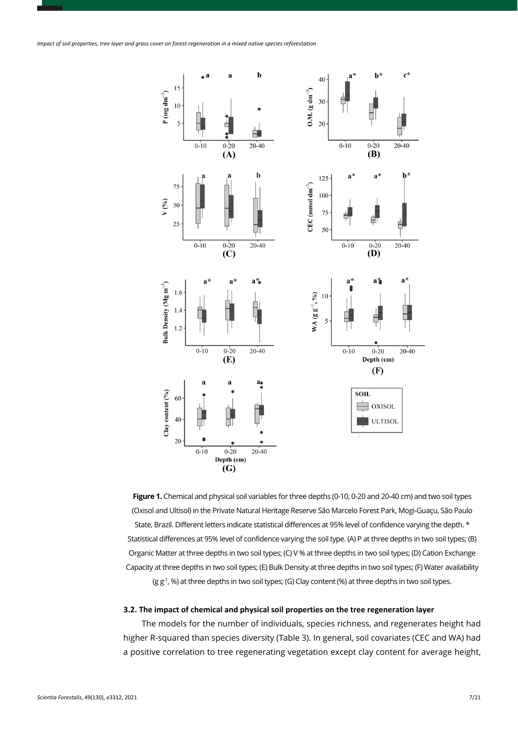**Figure 1.** Chemical and physical soil variables for three depths (0-10, 0-20 and 20-40 cm) and two soil types (Oxisol and Ultisol) in the Private Natural Heritage Reserve São Marcelo Forest Park, Mogi-Guaçu, São Paulo State, Brazil. Different letters indicate statistical differences at 95% level of confidence varying the depth. * Statistical differences at 95% level of confidence varying the soil type. (A) P at three depths in two soil types; (B) Organic Matter at three depths in two soil types; (C) V % at three depths in two soil types; (D) Cation Exchange Capacity at three depths in two soil types; (E) Bulk Density at three depths in two soil types; (F) Water availability ($g\ g^{-1}$, %) at three depths in two soil types; (G) Clay content (%) at three depths in two soil types.

### 3.2. The impact of chemical and physical soil properties on the tree regeneration layer

The models for the number of individuals, species richness, and regenerates height had higher R-squared than species diversity (Table 3). In general, soil covariates (CEC and WA) had a positive correlation to tree regenerating vegetation except clay content for average height,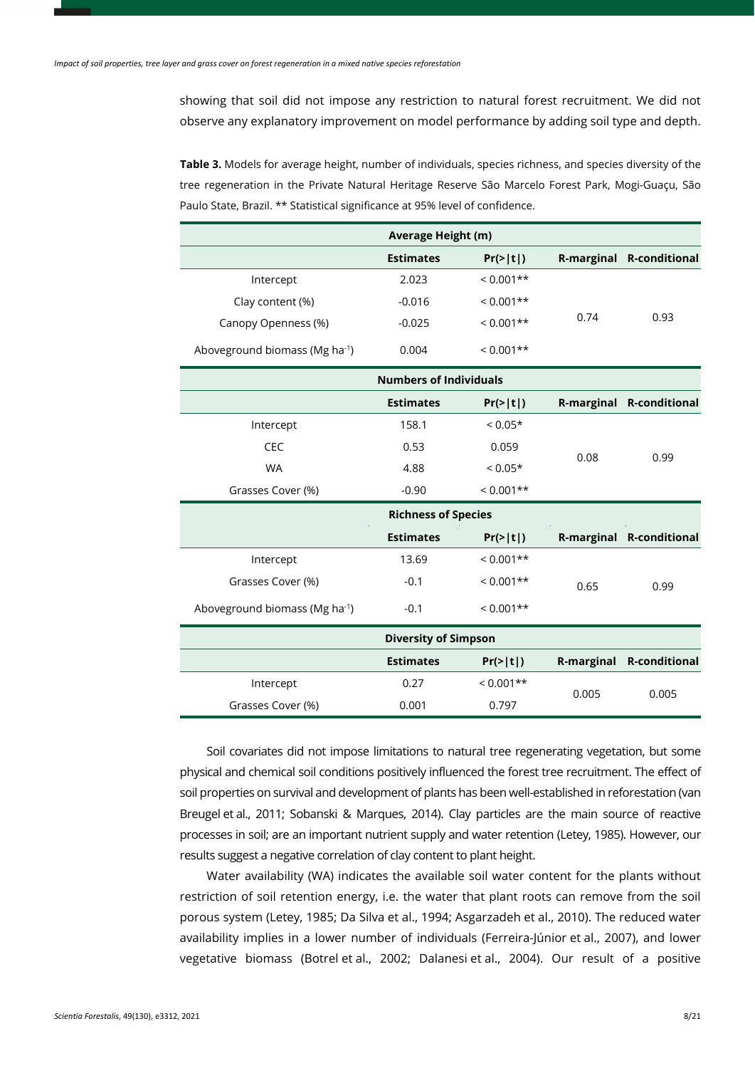showing that soil did not impose any restriction to natural forest recruitment. We did not observe any explanatory improvement on model performance by adding soil type and depth.

**Table 3.** Models for average height, number of individuals, species richness, and species diversity of the tree regeneration in the Private Natural Heritage Reserve São Marcelo Forest Park, Mogi-Guaçu, São Paulo State, Brazil. ** Statistical significance at 95% level of confidence.

| **Average Height (m)** | | | | |
|---|---|---|---|---|
| | **Estimates** | **Pr(>\|t\|)** | **R-marginal** | **R-conditional** |
| Intercept | 2.023 | < 0.001** | 0.74 | 0.93 |
| Clay content (%) | -0.016 | < 0.001** | | |
| Canopy Openness (%) | -0.025 | < 0.001** | | |
| Aboveground biomass (Mg ha$^{-1}$) | 0.004 | < 0.001** | | |
| **Numbers of Individuals** | | | | |
| | **Estimates** | **Pr(>\|t\|)** | **R-marginal** | **R-conditional** |
| Intercept | 158.1 | < 0.05* | 0.08 | 0.99 |
| CEC | 0.53 | 0.059 | | |
| WA | 4.88 | < 0.05* | | |
| Grasses Cover (%) | -0.90 | < 0.001** | | |
| **Richness of Species** | | | | |
| | **Estimates** | **Pr(>\|t\|)** | **R-marginal** | **R-conditional** |
| Intercept | 13.69 | < 0.001** | 0.65 | 0.99 |
| Grasses Cover (%) | -0.1 | < 0.001** | | |
| Aboveground biomass (Mg ha$^{-1}$) | -0.1 | < 0.001** | | |
| **Diversity of Simpson** | | | | |
| | **Estimates** | **Pr(>\|t\|)** | **R-marginal** | **R-conditional** |
| Intercept | 0.27 | < 0.001** | 0.005 | 0.005 |
| Grasses Cover (%) | 0.001 | 0.797 | | |

Soil covariates did not impose limitations to natural tree regenerating vegetation, but some physical and chemical soil conditions positively influenced the forest tree recruitment. The effect of soil properties on survival and development of plants has been well-established in reforestation (van Breugel et al., 2011; Sobanski & Marques, 2014). Clay particles are the main source of reactive processes in soil; are an important nutrient supply and water retention (Letey, 1985). However, our results suggest a negative correlation of clay content to plant height.

Water availability (WA) indicates the available soil water content for the plants without restriction of soil retention energy, i.e. the water that plant roots can remove from the soil porous system (Letey, 1985; Da Silva et al., 1994; Asgarzadeh et al., 2010). The reduced water availability implies in a lower number of individuals (Ferreira-Júnior et al., 2007), and lower vegetative biomass (Botrel et al., 2002; Dalanesi et al., 2004). Our result of a positive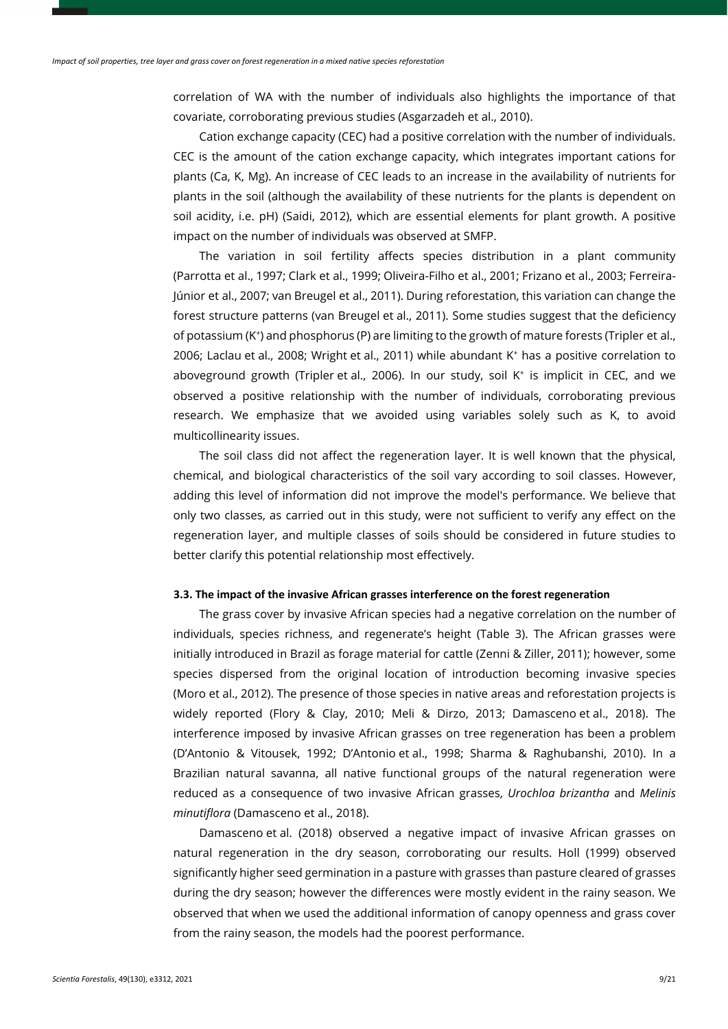correlation of WA with the number of individuals also highlights the importance of that covariate, corroborating previous studies (Asgarzadeh et al., 2010).

Cation exchange capacity (CEC) had a positive correlation with the number of individuals. CEC is the amount of the cation exchange capacity, which integrates important cations for plants (Ca, K, Mg). An increase of CEC leads to an increase in the availability of nutrients for plants in the soil (although the availability of these nutrients for the plants is dependent on soil acidity, i.e. pH) (Saidi, 2012), which are essential elements for plant growth. A positive impact on the number of individuals was observed at SMFP.

The variation in soil fertility affects species distribution in a plant community (Parrotta et al., 1997; Clark et al., 1999; Oliveira-Filho et al., 2001; Frizano et al., 2003; Ferreira-Júnior et al., 2007; van Breugel et al., 2011). During reforestation, this variation can change the forest structure patterns (van Breugel et al., 2011). Some studies suggest that the deficiency of potassium ($K^+$) and phosphorus (P) are limiting to the growth of mature forests (Tripler et al., 2006; Laclau et al., 2008; Wright et al., 2011) while abundant $K^+$ has a positive correlation to aboveground growth (Tripler et al., 2006). In our study, soil $K^+$ is implicit in CEC, and we observed a positive relationship with the number of individuals, corroborating previous research. We emphasize that we avoided using variables solely such as K, to avoid multicollinearity issues.

The soil class did not affect the regeneration layer. It is well known that the physical, chemical, and biological characteristics of the soil vary according to soil classes. However, adding this level of information did not improve the model's performance. We believe that only two classes, as carried out in this study, were not sufficient to verify any effect on the regeneration layer, and multiple classes of soils should be considered in future studies to better clarify this potential relationship most effectively.

### 3.3. The impact of the invasive African grasses interference on the forest regeneration

The grass cover by invasive African species had a negative correlation on the number of individuals, species richness, and regenerate's height (Table 3). The African grasses were initially introduced in Brazil as forage material for cattle (Zenni & Ziller, 2011); however, some species dispersed from the original location of introduction becoming invasive species (Moro et al., 2012). The presence of those species in native areas and reforestation projects is widely reported (Flory & Clay, 2010; Meli & Dirzo, 2013; Damasceno et al., 2018). The interference imposed by invasive African grasses on tree regeneration has been a problem (D'Antonio & Vitousek, 1992; D'Antonio et al., 1998; Sharma & Raghubanshi, 2010). In a Brazilian natural savanna, all native functional groups of the natural regeneration were reduced as a consequence of two invasive African grasses, *Urochloa brizantha* and *Melinis minutiflora* (Damasceno et al., 2018).

Damasceno et al. (2018) observed a negative impact of invasive African grasses on natural regeneration in the dry season, corroborating our results. Holl (1999) observed significantly higher seed germination in a pasture with grasses than pasture cleared of grasses during the dry season; however the differences were mostly evident in the rainy season. We observed that when we used the additional information of canopy openness and grass cover from the rainy season, the models had the poorest performance.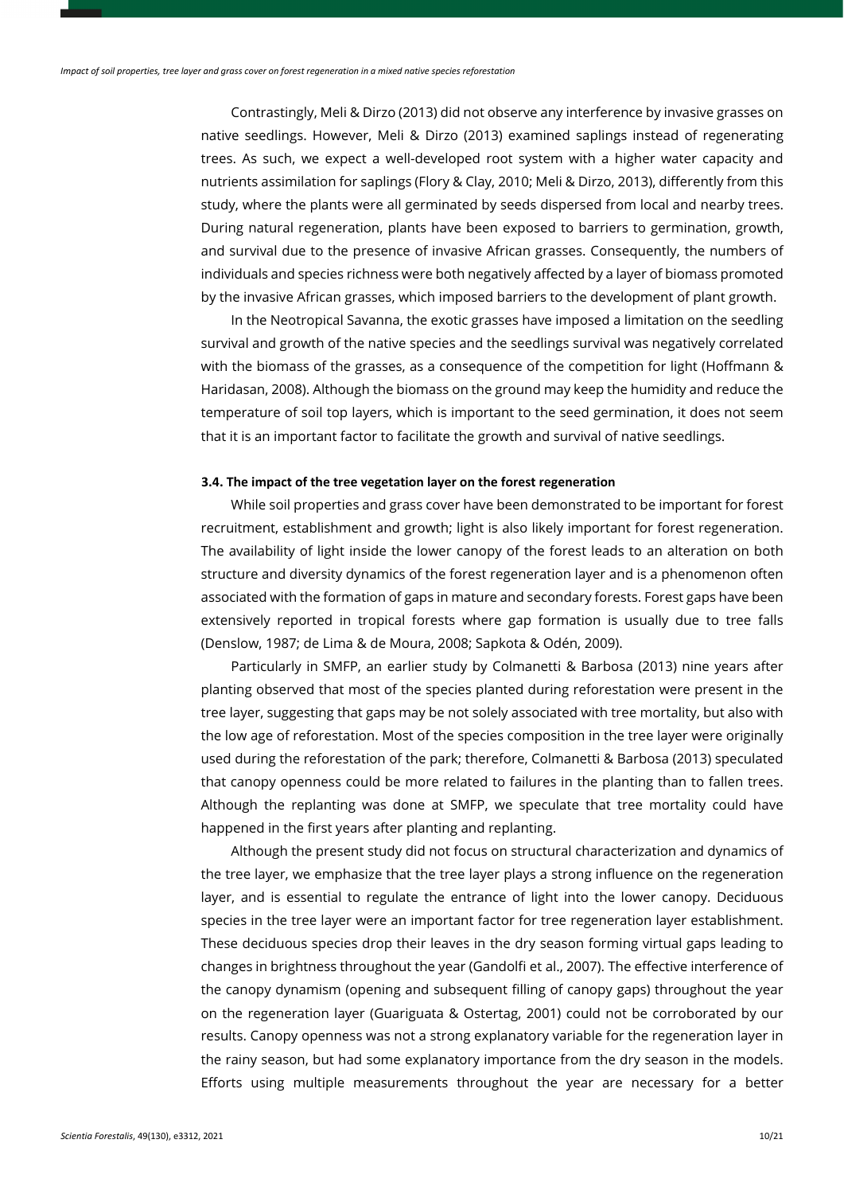Contrastingly, Meli & Dirzo (2013) did not observe any interference by invasive grasses on native seedlings. However, Meli & Dirzo (2013) examined saplings instead of regenerating trees. As such, we expect a well-developed root system with a higher water capacity and nutrients assimilation for saplings (Flory & Clay, 2010; Meli & Dirzo, 2013), differently from this study, where the plants were all germinated by seeds dispersed from local and nearby trees. During natural regeneration, plants have been exposed to barriers to germination, growth, and survival due to the presence of invasive African grasses. Consequently, the numbers of individuals and species richness were both negatively affected by a layer of biomass promoted by the invasive African grasses, which imposed barriers to the development of plant growth.

In the Neotropical Savanna, the exotic grasses have imposed a limitation on the seedling survival and growth of the native species and the seedlings survival was negatively correlated with the biomass of the grasses, as a consequence of the competition for light (Hoffmann & Haridasan, 2008). Although the biomass on the ground may keep the humidity and reduce the temperature of soil top layers, which is important to the seed germination, it does not seem that it is an important factor to facilitate the growth and survival of native seedlings.

### 3.4. The impact of the tree vegetation layer on the forest regeneration

While soil properties and grass cover have been demonstrated to be important for forest recruitment, establishment and growth; light is also likely important for forest regeneration. The availability of light inside the lower canopy of the forest leads to an alteration on both structure and diversity dynamics of the forest regeneration layer and is a phenomenon often associated with the formation of gaps in mature and secondary forests. Forest gaps have been extensively reported in tropical forests where gap formation is usually due to tree falls (Denslow, 1987; de Lima & de Moura, 2008; Sapkota & Odén, 2009).

Particularly in SMFP, an earlier study by Colmanetti & Barbosa (2013) nine years after planting observed that most of the species planted during reforestation were present in the tree layer, suggesting that gaps may be not solely associated with tree mortality, but also with the low age of reforestation. Most of the species composition in the tree layer were originally used during the reforestation of the park; therefore, Colmanetti & Barbosa (2013) speculated that canopy openness could be more related to failures in the planting than to fallen trees. Although the replanting was done at SMFP, we speculate that tree mortality could have happened in the first years after planting and replanting.

Although the present study did not focus on structural characterization and dynamics of the tree layer, we emphasize that the tree layer plays a strong influence on the regeneration layer, and is essential to regulate the entrance of light into the lower canopy. Deciduous species in the tree layer were an important factor for tree regeneration layer establishment. These deciduous species drop their leaves in the dry season forming virtual gaps leading to changes in brightness throughout the year (Gandolfi et al., 2007). The effective interference of the canopy dynamism (opening and subsequent filling of canopy gaps) throughout the year on the regeneration layer (Guariguata & Ostertag, 2001) could not be corroborated by our results. Canopy openness was not a strong explanatory variable for the regeneration layer in the rainy season, but had some explanatory importance from the dry season in the models. Efforts using multiple measurements throughout the year are necessary for a better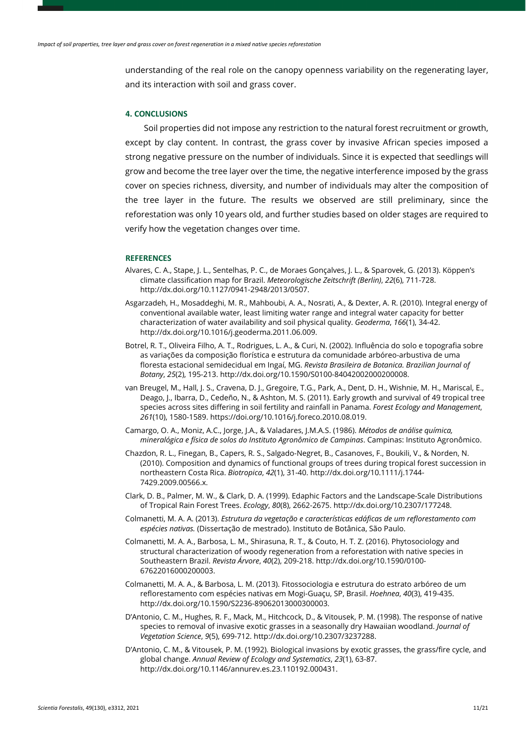understanding of the real role on the canopy openness variability on the regenerating layer, and its interaction with soil and grass cover.

## 4. CONCLUSIONS

Soil properties did not impose any restriction to the natural forest recruitment or growth, except by clay content. In contrast, the grass cover by invasive African species imposed a strong negative pressure on the number of individuals. Since it is expected that seedlings will grow and become the tree layer over the time, the negative interference imposed by the grass cover on species richness, diversity, and number of individuals may alter the composition of the tree layer in the future. The results we observed are still preliminary, since the reforestation was only 10 years old, and further studies based on older stages are required to verify how the vegetation changes over time.

## REFERENCES

Alvares, C. A., Stape, J. L., Sentelhas, P. C., de Moraes Gonçalves, J. L., & Sparovek, G. (2013). Köppen's climate classification map for Brazil. *Meteorologische Zeitschrift (Berlin)*, *22*(6), 711-728. http://dx.doi.org/10.1127/0941-2948/2013/0507.

Asgarzadeh, H., Mosaddeghi, M. R., Mahboubi, A. A., Nosrati, A., & Dexter, A. R. (2010). Integral energy of conventional available water, least limiting water range and integral water capacity for better characterization of water availability and soil physical quality. *Geoderma*, *166*(1), 34-42. http://dx.doi.org/10.1016/j.geoderma.2011.06.009.

Botrel, R. T., Oliveira Filho, A. T., Rodrigues, L. A., & Curi, N. (2002). Influência do solo e topografia sobre as variações da composição florística e estrutura da comunidade arbóreo-arbustiva de uma floresta estacional semidecidual em Ingaí, MG. *Revista Brasileira de Botanica. Brazilian Journal of Botany*, *25*(2), 195-213. http://dx.doi.org/10.1590/S0100-84042002000200008.

van Breugel, M., Hall, J. S., Cravena, D. J., Gregoire, T.G., Park, A., Dent, D. H., Wishnie, M. H., Mariscal, E., Deago, J., Ibarra, D., Cedeño, N., & Ashton, M. S. (2011). Early growth and survival of 49 tropical tree species across sites differing in soil fertility and rainfall in Panama. *Forest Ecology and Management*, *261*(10), 1580-1589. https://doi.org/10.1016/j.foreco.2010.08.019.

Camargo, O. A., Moniz, A.C., Jorge, J.A., & Valadares, J.M.A.S. (1986). *Métodos de análise química, mineralógica e física de solos do Instituto Agronômico de Campinas*. Campinas: Instituto Agronômico.

Chazdon, R. L., Finegan, B., Capers, R. S., Salgado-Negret, B., Casanoves, F., Boukili, V., & Norden, N. (2010). Composition and dynamics of functional groups of trees during tropical forest succession in northeastern Costa Rica. *Biotropica*, *42*(1), 31-40. http://dx.doi.org/10.1111/j.1744-7429.2009.00566.x.

Clark, D. B., Palmer, M. W., & Clark, D. A. (1999). Edaphic Factors and the Landscape-Scale Distributions of Tropical Rain Forest Trees. *Ecology*, *80*(8), 2662-2675. http://dx.doi.org/10.2307/177248.

Colmanetti, M. A. A. (2013). *Estrutura da vegetação e características edáficas de um reflorestamento com espécies nativas.* (Dissertação de mestrado). Instituto de Botânica, São Paulo.

Colmanetti, M. A. A., Barbosa, L. M., Shirasuna, R. T., & Couto, H. T. Z. (2016). Phytosociology and structural characterization of woody regeneration from a reforestation with native species in Southeastern Brazil. *Revista Árvore*, *40*(2), 209-218. http://dx.doi.org/10.1590/0100-67622016000200003.

Colmanetti, M. A. A., & Barbosa, L. M. (2013). Fitossociologia e estrutura do estrato arbóreo de um reflorestamento com espécies nativas em Mogi-Guaçu, SP, Brasil. *Hoehnea*, *40*(3), 419-435. http://dx.doi.org/10.1590/S2236-89062013000300003.

D'Antonio, C. M., Hughes, R. F., Mack, M., Hitchcock, D., & Vitousek, P. M. (1998). The response of native species to removal of invasive exotic grasses in a seasonally dry Hawaiian woodland. *Journal of Vegetation Science*, *9*(5), 699-712. http://dx.doi.org/10.2307/3237288.

D'Antonio, C. M., & Vitousek, P. M. (1992). Biological invasions by exotic grasses, the grass/fire cycle, and global change. *Annual Review of Ecology and Systematics*, *23*(1), 63-87. http://dx.doi.org/10.1146/annurev.es.23.110192.000431.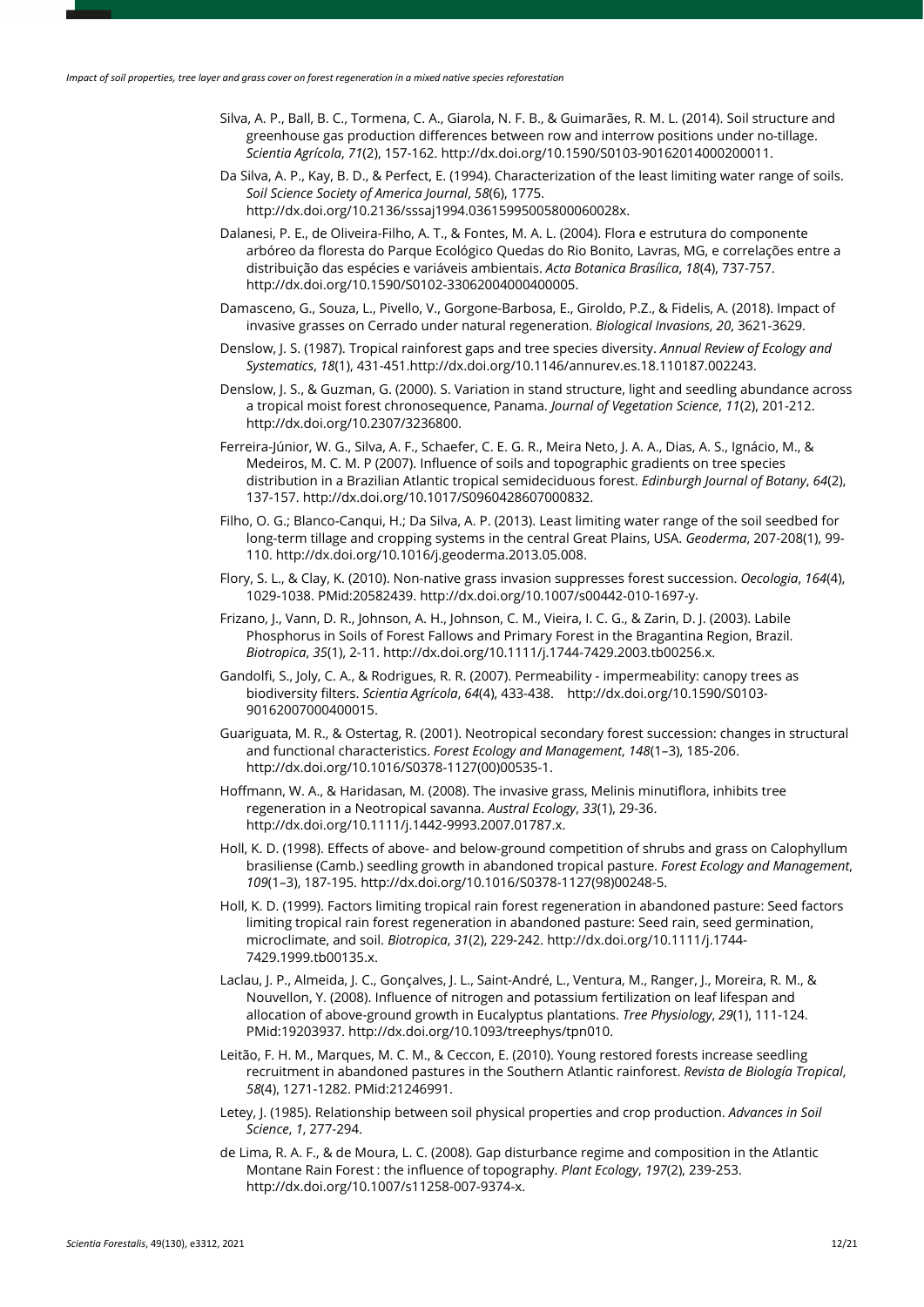Silva, A. P., Ball, B. C., Tormena, C. A., Giarola, N. F. B., & Guimarães, R. M. L. (2014). Soil structure and greenhouse gas production differences between row and interrow positions under no-tillage. *Scientia Agrícola*, *71*(2), 157-162. http://dx.doi.org/10.1590/S0103-90162014000200011.

Da Silva, A. P., Kay, B. D., & Perfect, E. (1994). Characterization of the least limiting water range of soils. *Soil Science Society of America Journal*, *58*(6), 1775. http://dx.doi.org/10.2136/sssaj1994.03615995005800060028x.

Dalanesi, P. E., de Oliveira-Filho, A. T., & Fontes, M. A. L. (2004). Flora e estrutura do componente arbóreo da floresta do Parque Ecológico Quedas do Rio Bonito, Lavras, MG, e correlações entre a distribuição das espécies e variáveis ambientais. *Acta Botanica Brasílica*, *18*(4), 737-757. http://dx.doi.org/10.1590/S0102-33062004000400005.

Damasceno, G., Souza, L., Pivello, V., Gorgone-Barbosa, E., Giroldo, P.Z., & Fidelis, A. (2018). Impact of invasive grasses on Cerrado under natural regeneration. *Biological Invasions*, *20*, 3621-3629.

Denslow, J. S. (1987). Tropical rainforest gaps and tree species diversity. *Annual Review of Ecology and Systematics*, *18*(1), 431-451.http://dx.doi.org/10.1146/annurev.es.18.110187.002243.

Denslow, J. S., & Guzman, G. (2000). S. Variation in stand structure, light and seedling abundance across a tropical moist forest chronosequence, Panama. *Journal of Vegetation Science*, *11*(2), 201-212. http://dx.doi.org/10.2307/3236800.

Ferreira-Júnior, W. G., Silva, A. F., Schaefer, C. E. G. R., Meira Neto, J. A. A., Dias, A. S., Ignácio, M., & Medeiros, M. C. M. P (2007). Influence of soils and topographic gradients on tree species distribution in a Brazilian Atlantic tropical semideciduous forest. *Edinburgh Journal of Botany*, *64*(2), 137-157. http://dx.doi.org/10.1017/S0960428607000832.

Filho, O. G.; Blanco-Canqui, H.; Da Silva, A. P. (2013). Least limiting water range of the soil seedbed for long-term tillage and cropping systems in the central Great Plains, USA. *Geoderma*, 207-208(1), 99-110. http://dx.doi.org/10.1016/j.geoderma.2013.05.008.

Flory, S. L., & Clay, K. (2010). Non-native grass invasion suppresses forest succession. *Oecologia*, *164*(4), 1029-1038. PMid:20582439. http://dx.doi.org/10.1007/s00442-010-1697-y.

Frizano, J., Vann, D. R., Johnson, A. H., Johnson, C. M., Vieira, I. C. G., & Zarin, D. J. (2003). Labile Phosphorus in Soils of Forest Fallows and Primary Forest in the Bragantina Region, Brazil. *Biotropica*, *35*(1), 2-11. http://dx.doi.org/10.1111/j.1744-7429.2003.tb00256.x.

Gandolfi, S., Joly, C. A., & Rodrigues, R. R. (2007). Permeability - impermeability: canopy trees as biodiversity filters. *Scientia Agrícola*, *64*(4), 433-438. http://dx.doi.org/10.1590/S0103-90162007000400015.

Guariguata, M. R., & Ostertag, R. (2001). Neotropical secondary forest succession: changes in structural and functional characteristics. *Forest Ecology and Management*, *148*(1–3), 185-206. http://dx.doi.org/10.1016/S0378-1127(00)00535-1.

Hoffmann, W. A., & Haridasan, M. (2008). The invasive grass, Melinis minutiflora, inhibits tree regeneration in a Neotropical savanna. *Austral Ecology*, *33*(1), 29-36. http://dx.doi.org/10.1111/j.1442-9993.2007.01787.x.

Holl, K. D. (1998). Effects of above- and below-ground competition of shrubs and grass on Calophyllum brasiliense (Camb.) seedling growth in abandoned tropical pasture. *Forest Ecology and Management*, *109*(1–3), 187-195. http://dx.doi.org/10.1016/S0378-1127(98)00248-5.

Holl, K. D. (1999). Factors limiting tropical rain forest regeneration in abandoned pasture: Seed factors limiting tropical rain forest regeneration in abandoned pasture: Seed rain, seed germination, microclimate, and soil. *Biotropica*, *31*(2), 229-242. http://dx.doi.org/10.1111/j.1744-7429.1999.tb00135.x.

Laclau, J. P., Almeida, J. C., Gonçalves, J. L., Saint-André, L., Ventura, M., Ranger, J., Moreira, R. M., & Nouvellon, Y. (2008). Influence of nitrogen and potassium fertilization on leaf lifespan and allocation of above-ground growth in Eucalyptus plantations. *Tree Physiology*, *29*(1), 111-124. PMid:19203937. http://dx.doi.org/10.1093/treephys/tpn010.

Leitão, F. H. M., Marques, M. C. M., & Ceccon, E. (2010). Young restored forests increase seedling recruitment in abandoned pastures in the Southern Atlantic rainforest. *Revista de Biología Tropical*, *58*(4), 1271-1282. PMid:21246991.

Letey, J. (1985). Relationship between soil physical properties and crop production. *Advances in Soil Science*, *1*, 277-294.

de Lima, R. A. F., & de Moura, L. C. (2008). Gap disturbance regime and composition in the Atlantic Montane Rain Forest : the influence of topography. *Plant Ecology*, *197*(2), 239-253. http://dx.doi.org/10.1007/s11258-007-9374-x.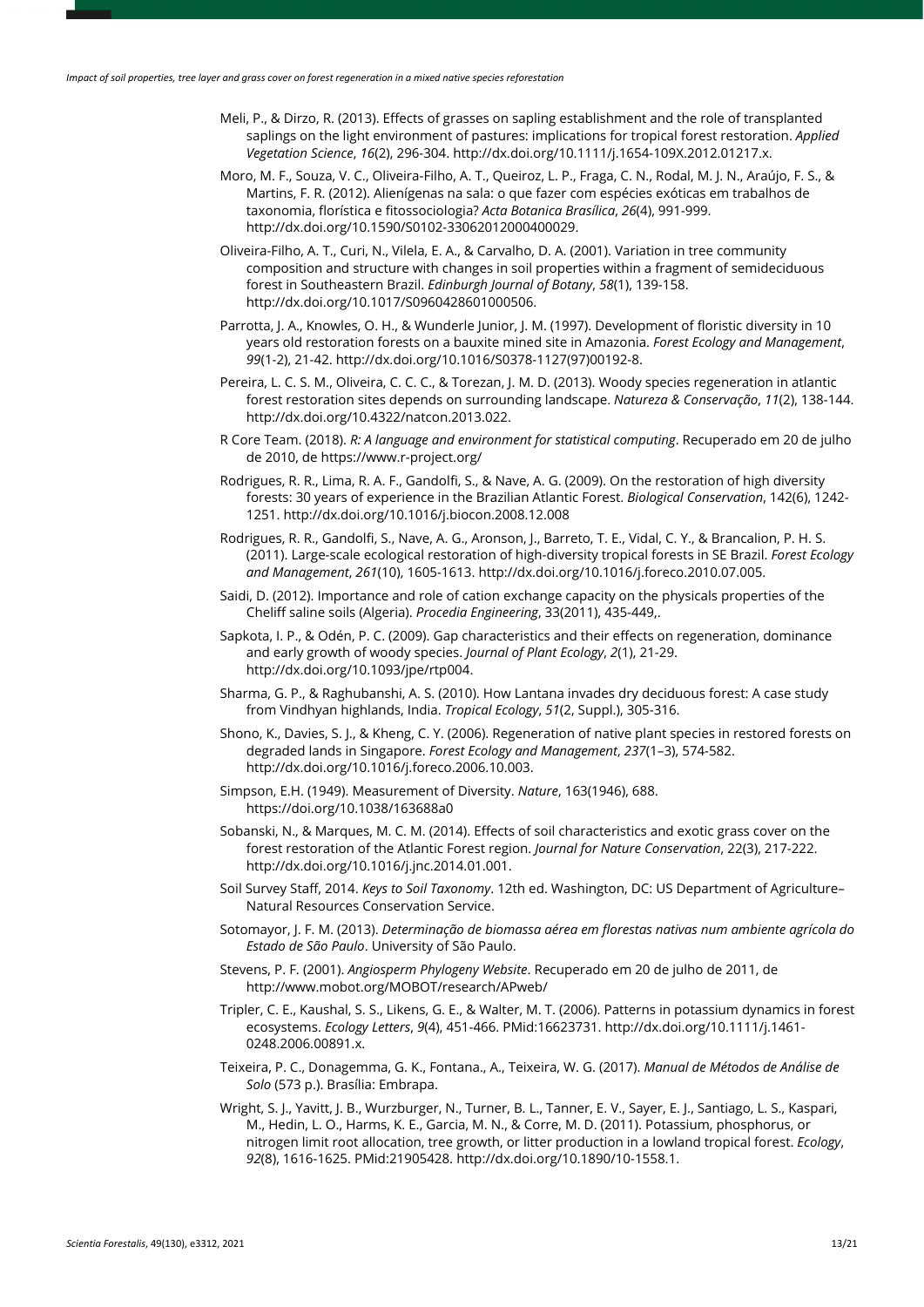Meli, P., & Dirzo, R. (2013). Effects of grasses on sapling establishment and the role of transplanted saplings on the light environment of pastures: implications for tropical forest restoration. *Applied Vegetation Science*, *16*(2), 296-304. http://dx.doi.org/10.1111/j.1654-109X.2012.01217.x.

Moro, M. F., Souza, V. C., Oliveira-Filho, A. T., Queiroz, L. P., Fraga, C. N., Rodal, M. J. N., Araújo, F. S., & Martins, F. R. (2012). Alienígenas na sala: o que fazer com espécies exóticas em trabalhos de taxonomia, florística e fitossociologia? *Acta Botanica Brasílica*, *26*(4), 991-999. http://dx.doi.org/10.1590/S0102-33062012000400029.

Oliveira-Filho, A. T., Curi, N., Vilela, E. A., & Carvalho, D. A. (2001). Variation in tree community composition and structure with changes in soil properties within a fragment of semideciduous forest in Southeastern Brazil. *Edinburgh Journal of Botany*, *58*(1), 139-158. http://dx.doi.org/10.1017/S0960428601000506.

Parrotta, J. A., Knowles, O. H., & Wunderle Junior, J. M. (1997). Development of floristic diversity in 10 years old restoration forests on a bauxite mined site in Amazonia. *Forest Ecology and Management*, *99*(1-2), 21-42. http://dx.doi.org/10.1016/S0378-1127(97)00192-8.

Pereira, L. C. S. M., Oliveira, C. C. C., & Torezan, J. M. D. (2013). Woody species regeneration in atlantic forest restoration sites depends on surrounding landscape. *Natureza & Conservação*, *11*(2), 138-144. http://dx.doi.org/10.4322/natcon.2013.022.

R Core Team. (2018). *R: A language and environment for statistical computing*. Recuperado em 20 de julho de 2010, de https://www.r-project.org/

Rodrigues, R. R., Lima, R. A. F., Gandolfi, S., & Nave, A. G. (2009). On the restoration of high diversity forests: 30 years of experience in the Brazilian Atlantic Forest. *Biological Conservation*, 142(6), 1242-1251. http://dx.doi.org/10.1016/j.biocon.2008.12.008

Rodrigues, R. R., Gandolfi, S., Nave, A. G., Aronson, J., Barreto, T. E., Vidal, C. Y., & Brancalion, P. H. S. (2011). Large-scale ecological restoration of high-diversity tropical forests in SE Brazil. *Forest Ecology and Management*, *261*(10), 1605-1613. http://dx.doi.org/10.1016/j.foreco.2010.07.005.

Saidi, D. (2012). Importance and role of cation exchange capacity on the physicals properties of the Cheliff saline soils (Algeria). *Procedia Engineering*, 33(2011), 435-449,.

Sapkota, I. P., & Odén, P. C. (2009). Gap characteristics and their effects on regeneration, dominance and early growth of woody species. *Journal of Plant Ecology*, *2*(1), 21-29. http://dx.doi.org/10.1093/jpe/rtp004.

Sharma, G. P., & Raghubanshi, A. S. (2010). How Lantana invades dry deciduous forest: A case study from Vindhyan highlands, India. *Tropical Ecology*, *51*(2, Suppl.), 305-316.

Shono, K., Davies, S. J., & Kheng, C. Y. (2006). Regeneration of native plant species in restored forests on degraded lands in Singapore. *Forest Ecology and Management*, *237*(1–3), 574-582. http://dx.doi.org/10.1016/j.foreco.2006.10.003.

Simpson, E.H. (1949). Measurement of Diversity. *Nature*, 163(1946), 688. https://doi.org/10.1038/163688a0

Sobanski, N., & Marques, M. C. M. (2014). Effects of soil characteristics and exotic grass cover on the forest restoration of the Atlantic Forest region. *Journal for Nature Conservation*, 22(3), 217-222. http://dx.doi.org/10.1016/j.jnc.2014.01.001.

Soil Survey Staff, 2014. *Keys to Soil Taxonomy*. 12th ed. Washington, DC: US Department of Agriculture–Natural Resources Conservation Service.

Sotomayor, J. F. M. (2013). *Determinação de biomassa aérea em florestas nativas num ambiente agrícola do Estado de São Paulo*. University of São Paulo.

Stevens, P. F. (2001). *Angiosperm Phylogeny Website*. Recuperado em 20 de julho de 2011, de http://www.mobot.org/MOBOT/research/APweb/

Tripler, C. E., Kaushal, S. S., Likens, G. E., & Walter, M. T. (2006). Patterns in potassium dynamics in forest ecosystems. *Ecology Letters*, *9*(4), 451-466. PMid:16623731. http://dx.doi.org/10.1111/j.1461-0248.2006.00891.x.

Teixeira, P. C., Donagemma, G. K., Fontana., A., Teixeira, W. G. (2017). *Manual de Métodos de Análise de Solo* (573 p.). Brasília: Embrapa.

Wright, S. J., Yavitt, J. B., Wurzburger, N., Turner, B. L., Tanner, E. V., Sayer, E. J., Santiago, L. S., Kaspari, M., Hedin, L. O., Harms, K. E., Garcia, M. N., & Corre, M. D. (2011). Potassium, phosphorus, or nitrogen limit root allocation, tree growth, or litter production in a lowland tropical forest. *Ecology*, *92*(8), 1616-1625. PMid:21905428. http://dx.doi.org/10.1890/10-1558.1.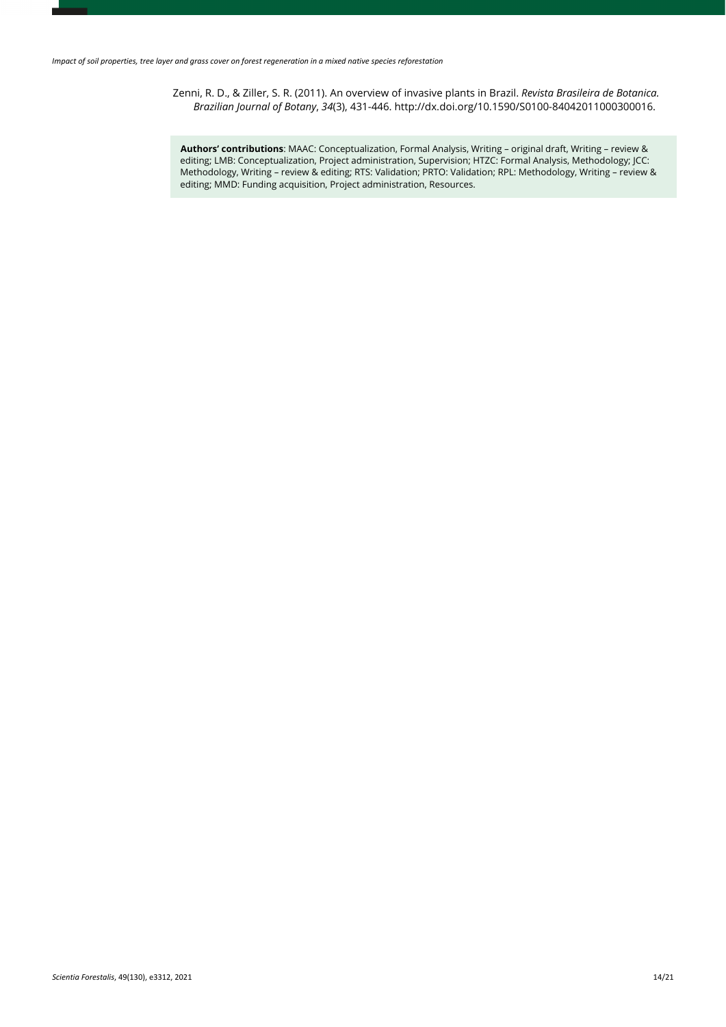Zenni, R. D., & Ziller, S. R. (2011). An overview of invasive plants in Brazil. *Revista Brasileira de Botanica. Brazilian Journal of Botany*, *34*(3), 431-446. http://dx.doi.org/10.1590/S0100-84042011000300016.

**Authors' contributions**: MAAC: Conceptualization, Formal Analysis, Writing – original draft, Writing – review & editing; LMB: Conceptualization, Project administration, Supervision; HTZC: Formal Analysis, Methodology; JCC: Methodology, Writing – review & editing; RTS: Validation; PRTO: Validation; RPL: Methodology, Writing – review & editing; MMD: Funding acquisition, Project administration, Resources.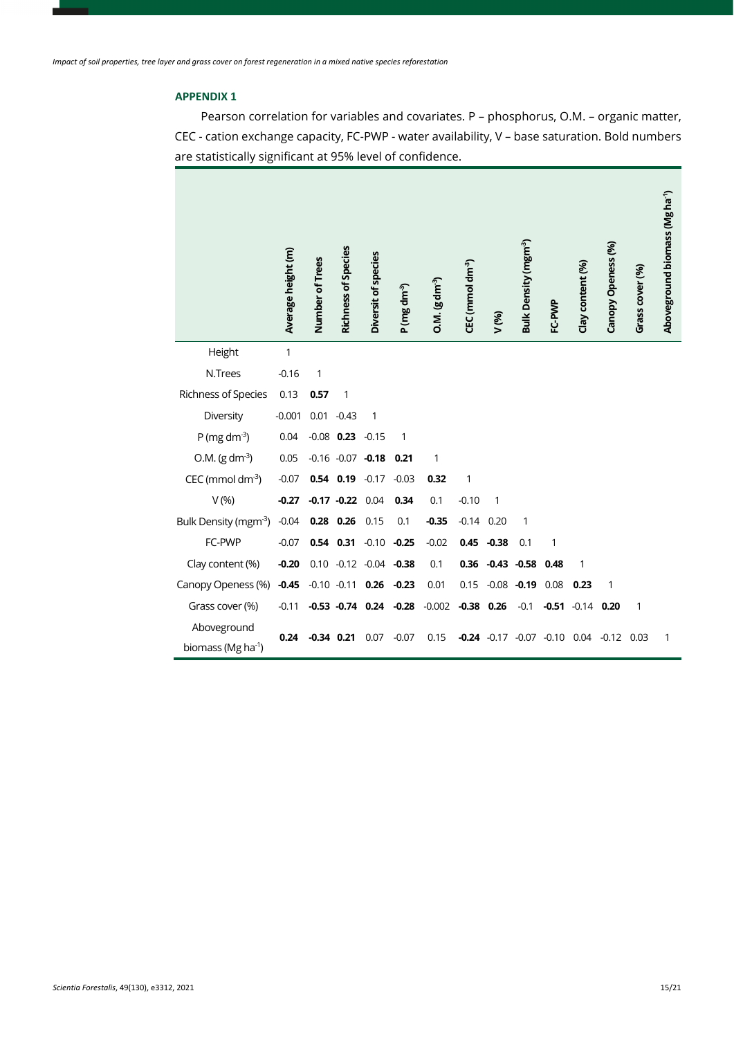## APPENDIX 1

Pearson correlation for variables and covariates. P – phosphorus, O.M. – organic matter, CEC - cation exchange capacity, FC-PWP - water availability, V – base saturation. Bold numbers are statistically significant at 95% level of confidence.

| | Average height (m) | Number of Trees | Richness of Species | Diversit of species | P (mg dm$^{-3}$) | O.M. (g dm$^{-3}$) | CEC (mmol dm$^{-3}$) | V (%) | Bulk Density (mgm$^{-3}$) | FC-PWP | Clay content (%) | Canopy Openess (%) | Grass cover (%) | Aboveground biomass (Mg ha$^{-1}$) |
|---|---|---|---|---|---|---|---|---|---|---|---|---|---|---|
| Height | 1 | | | | | | | | | | | | | |
| N.Trees | -0.16 | 1 | | | | | | | | | | | | |
| Richness of Species | 0.13 | **0.57** | 1 | | | | | | | | | | | |
| Diversity | -0.001 | 0.01 | -0.43 | 1 | | | | | | | | | | |
| P (mg dm$^{-3}$) | 0.04 | -0.08 | **0.23** | -0.15 | 1 | | | | | | | | | |
| O.M. (g dm$^{-3}$) | 0.05 | -0.16 | -0.07 | **-0.18** | **0.21** | 1 | | | | | | | | |
| CEC (mmol dm$^{-3}$) | -0.07 | **0.54** | **0.19** | -0.17 | -0.03 | **0.32** | 1 | | | | | | | |
| V (%) | **-0.27** | **-0.17** | **-0.22** | 0.04 | **0.34** | 0.1 | -0.10 | 1 | | | | | | |
| Bulk Density (mgm$^{-3}$) | -0.04 | **0.28** | **0.26** | 0.15 | 0.1 | **-0.35** | -0.14 | 0.20 | 1 | | | | | |
| FC-PWP | -0.07 | **0.54** | **0.31** | -0.10 | **-0.25** | -0.02 | **0.45** | **-0.38** | 0.1 | 1 | | | | |
| Clay content (%) | **-0.20** | 0.10 | -0.12 | -0.04 | **-0.38** | 0.1 | **0.36** | **-0.43** | **-0.58** | **0.48** | 1 | | | |
| Canopy Openess (%) | **-0.45** | -0.10 | -0.11 | **0.26** | **-0.23** | 0.01 | 0.15 | -0.08 | **-0.19** | 0.08 | **0.23** | 1 | | |
| Grass cover (%) | -0.11 | **-0.53** | **-0.74** | **0.24** | **-0.28** | -0.002 | **-0.38** | **0.26** | -0.1 | **-0.51** | -0.14 | **0.20** | 1 | |
| Aboveground biomass (Mg ha$^{-1}$) | **0.24** | **-0.34** | **0.21** | 0.07 | -0.07 | 0.15 | **-0.24** | -0.17 | -0.07 | -0.10 | 0.04 | -0.12 | 0.03 | 1 |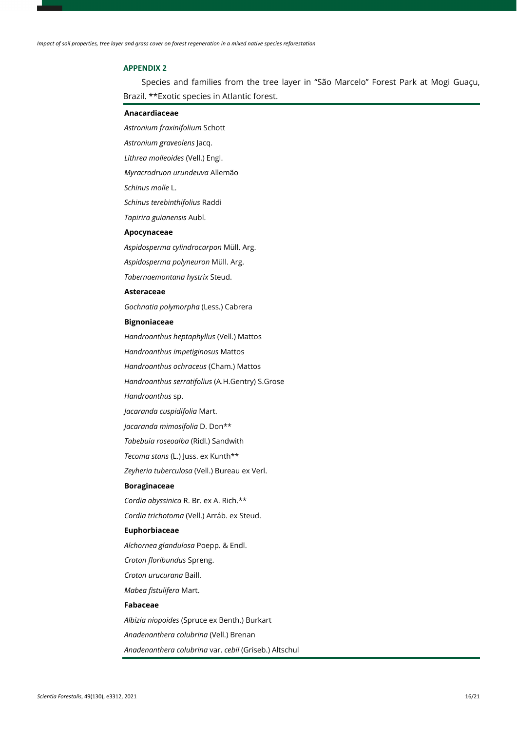## APPENDIX 2

Species and families from the tree layer in "São Marcelo" Forest Park at Mogi Guaçu, Brazil. **Exotic species in Atlantic forest.

**Anacardiaceae**

*Astronium fraxinifolium* Schott

*Astronium graveolens* Jacq.

*Lithrea molleoides* (Vell.) Engl.

*Myracrodruon urundeuva* Allemão

*Schinus molle* L.

*Schinus terebinthifolius* Raddi

*Tapirira guianensis* Aubl.

**Apocynaceae**

*Aspidosperma cylindrocarpon* Müll. Arg.

*Aspidosperma polyneuron* Müll. Arg.

*Tabernaemontana hystrix* Steud.

**Asteraceae**

*Gochnatia polymorpha* (Less.) Cabrera

**Bignoniaceae**

*Handroanthus heptaphyllus* (Vell.) Mattos

*Handroanthus impetiginosus* Mattos

*Handroanthus ochraceus* (Cham.) Mattos

*Handroanthus serratifolius* (A.H.Gentry) S.Grose

*Handroanthus* sp.

*Jacaranda cuspidifolia* Mart.

*Jacaranda mimosifolia* D. Don**

*Tabebuia roseoalba* (Ridl.) Sandwith

*Tecoma stans* (L.) Juss. ex Kunth**

*Zeyheria tuberculosa* (Vell.) Bureau ex Verl.

**Boraginaceae**

*Cordia abyssinica* R. Br. ex A. Rich.**

*Cordia trichotoma* (Vell.) Arráb. ex Steud.

**Euphorbiaceae**

*Alchornea glandulosa* Poepp. & Endl.

*Croton floribundus* Spreng.

*Croton urucurana* Baill.

*Mabea fistulifera* Mart.

**Fabaceae**

*Albizia niopoides* (Spruce ex Benth.) Burkart

*Anadenanthera colubrina* (Vell.) Brenan

*Anadenanthera colubrina* var. *cebil* (Griseb.) Altschul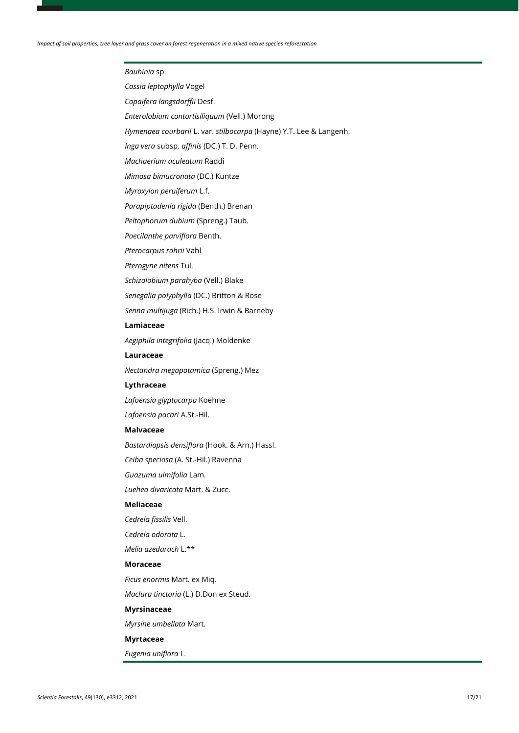*Bauhinia* sp.

*Cassia leptophylla* Vogel

*Copaifera langsdorffii* Desf.

*Enterolobium contortisiliquum* (Vell.) Morong

*Hymenaea courbaril* L. var. *stilbocarpa* (Hayne) Y.T. Lee & Langenh.

*Inga vera* subsp. *affinis* (DC.) T. D. Penn.

*Machaerium aculeatum* Raddi

*Mimosa bimucronata* (DC.) Kuntze

*Myroxylon peruiferum* L.f.

*Parapiptadenia rigida* (Benth.) Brenan

*Peltophorum dubium* (Spreng.) Taub.

*Poecilanthe parviflora* Benth.

*Pterocarpus rohrii* Vahl

*Pterogyne nitens* Tul.

*Schizolobium parahyba* (Vell.) Blake

*Senegalia polyphylla* (DC.) Britton & Rose

*Senna multijuga* (Rich.) H.S. Irwin & Barneby

**Lamiaceae**

*Aegiphila integrifolia* (Jacq.) Moldenke

**Lauraceae**

*Nectandra megapotamica* (Spreng.) Mez

**Lythraceae**

*Lafoensia glyptocarpa* Koehne

*Lafoensia pacari* A.St.-Hil.

**Malvaceae**

*Bastardiopsis densiflora* (Hook. & Arn.) Hassl.

*Ceiba speciosa* (A. St.-Hil.) Ravenna

*Guazuma ulmifolia* Lam.

*Luehea divaricata* Mart. & Zucc.

**Meliaceae**

*Cedrela fissilis* Vell.

*Cedrela odorata* L.

*Melia azedarach* L.**

**Moraceae**

*Ficus enormis* Mart. ex Miq.

*Maclura tinctoria* (L.) D.Don ex Steud.

**Myrsinaceae**

*Myrsine umbellata* Mart.

**Myrtaceae**

*Eugenia uniflora* L.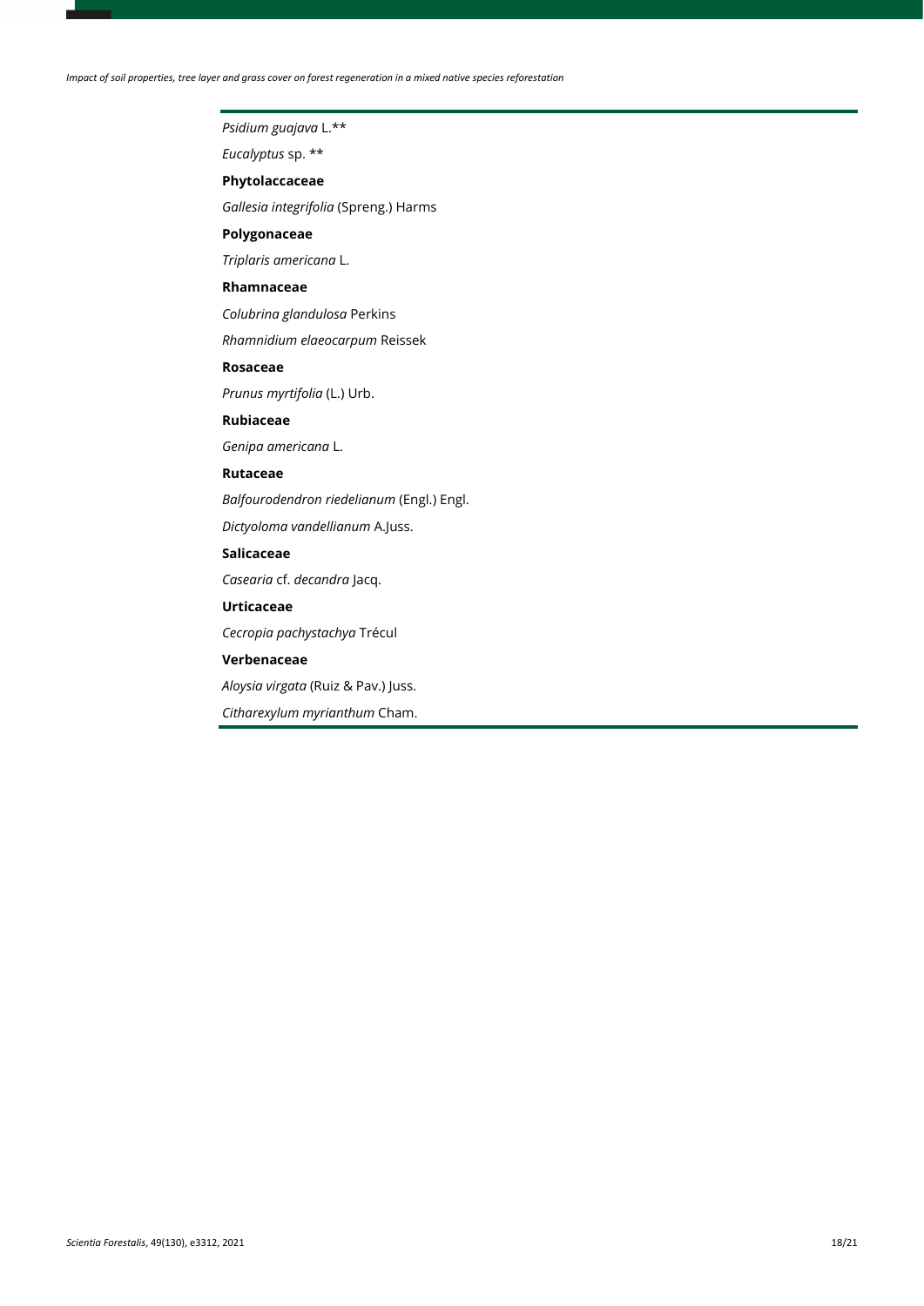| |
|---|
| *Psidium guajava* L.** |
| *Eucalyptus* sp. ** |
| **Phytolaccaceae** |
| *Gallesia integrifolia* (Spreng.) Harms |
| **Polygonaceae** |
| *Triplaris americana* L. |
| **Rhamnaceae** |
| *Colubrina glandulosa* Perkins |
| *Rhamnidium elaeocarpum* Reissek |
| **Rosaceae** |
| *Prunus myrtifolia* (L.) Urb. |
| **Rubiaceae** |
| *Genipa americana* L. |
| **Rutaceae** |
| *Balfourodendron riedelianum* (Engl.) Engl. |
| *Dictyoloma vandellianum* A.Juss. |
| **Salicaceae** |
| *Casearia* cf. *decandra* Jacq. |
| **Urticaceae** |
| *Cecropia pachystachya* Trécul |
| **Verbenaceae** |
| *Aloysia virgata* (Ruiz & Pav.) Juss. |
| *Citharexylum myrianthum* Cham. |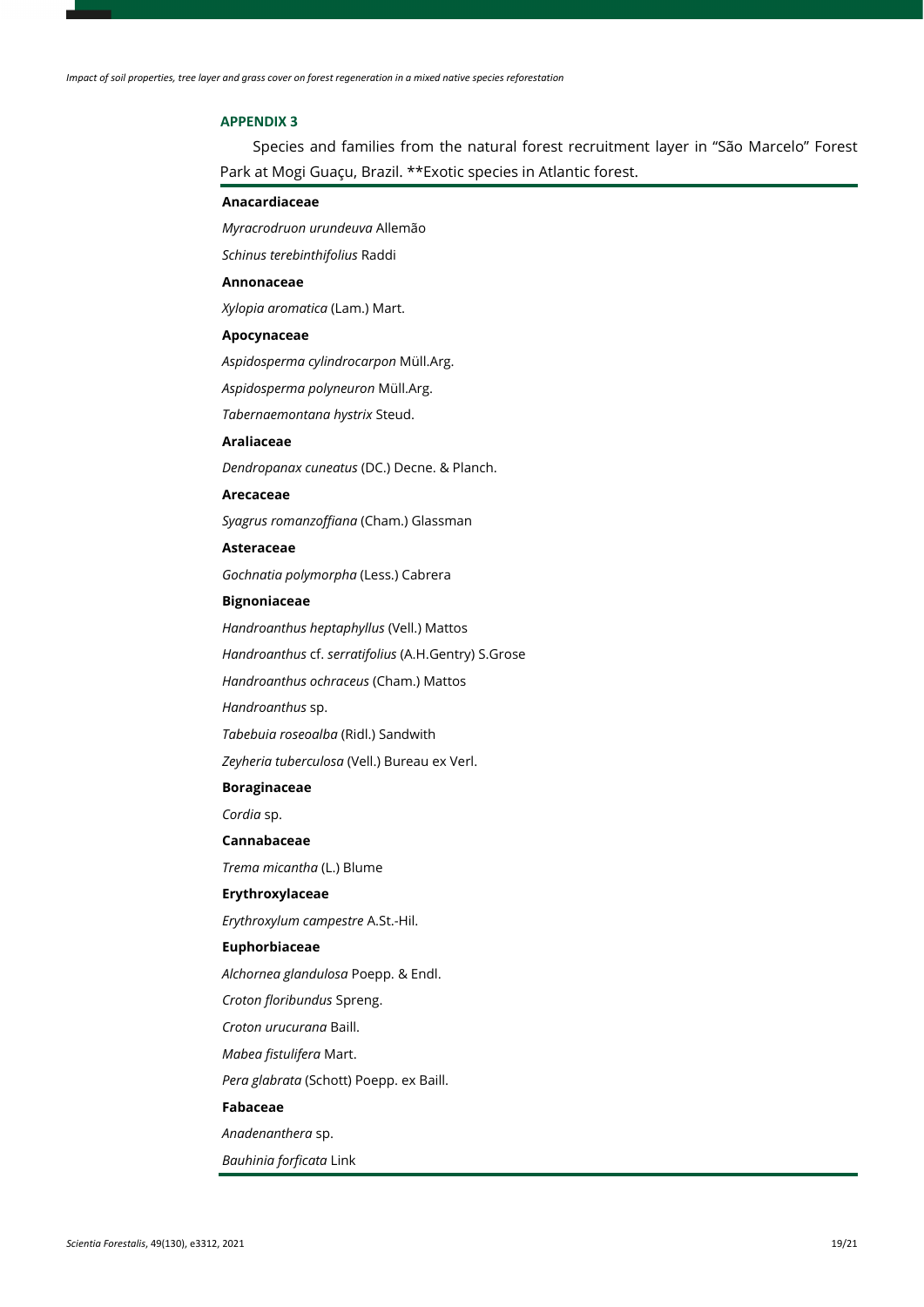## APPENDIX 3

Species and families from the natural forest recruitment layer in "São Marcelo" Forest Park at Mogi Guaçu, Brazil. **Exotic species in Atlantic forest.

**Anacardiaceae**

*Myracrodruon urundeuva* Allemão

*Schinus terebinthifolius* Raddi

**Annonaceae**

*Xylopia aromatica* (Lam.) Mart.

**Apocynaceae**

*Aspidosperma cylindrocarpon* Müll.Arg.

*Aspidosperma polyneuron* Müll.Arg.

*Tabernaemontana hystrix* Steud.

**Araliaceae**

*Dendropanax cuneatus* (DC.) Decne. & Planch.

**Arecaceae**

*Syagrus romanzoffiana* (Cham.) Glassman

**Asteraceae**

*Gochnatia polymorpha* (Less.) Cabrera

**Bignoniaceae**

*Handroanthus heptaphyllus* (Vell.) Mattos

*Handroanthus* cf. *serratifolius* (A.H.Gentry) S.Grose

*Handroanthus ochraceus* (Cham.) Mattos

*Handroanthus* sp.

*Tabebuia roseoalba* (Ridl.) Sandwith

*Zeyheria tuberculosa* (Vell.) Bureau ex Verl.

**Boraginaceae**

*Cordia* sp.

**Cannabaceae**

*Trema micantha* (L.) Blume

**Erythroxylaceae**

*Erythroxylum campestre* A.St.-Hil.

**Euphorbiaceae**

*Alchornea glandulosa* Poepp. & Endl.

*Croton floribundus* Spreng.

*Croton urucurana* Baill.

*Mabea fistulifera* Mart.

*Pera glabrata* (Schott) Poepp. ex Baill.

**Fabaceae**

*Anadenanthera* sp.

*Bauhinia forficata* Link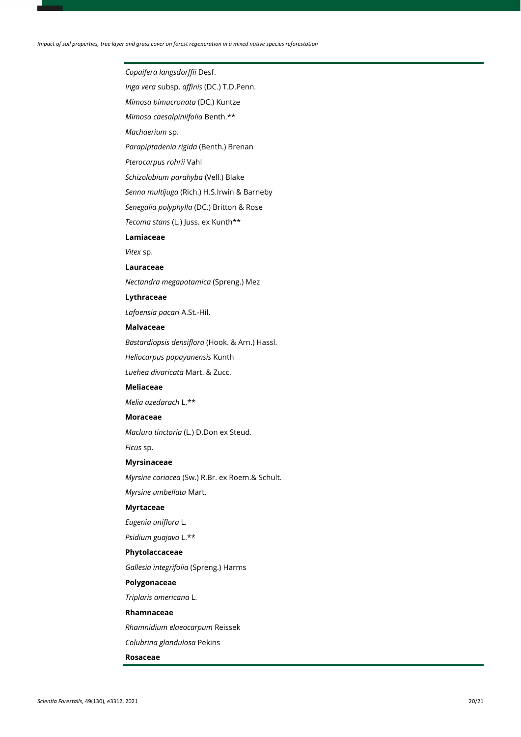*Copaifera langsdorffii* Desf.

*Inga vera* subsp. *affinis* (DC.) T.D.Penn.

*Mimosa bimucronata* (DC.) Kuntze

*Mimosa caesalpiniifolia* Benth.**

*Machaerium* sp.

*Parapiptadenia rigida* (Benth.) Brenan

*Pterocarpus rohrii* Vahl

*Schizolobium parahyba* (Vell.) Blake

*Senna multijuga* (Rich.) H.S.Irwin & Barneby

*Senegalia polyphylla* (DC.) Britton & Rose

*Tecoma stans* (L.) Juss. ex Kunth**

**Lamiaceae**

*Vitex* sp.

**Lauraceae**

*Nectandra megapotamica* (Spreng.) Mez

**Lythraceae**

*Lafoensia pacari* A.St.-Hil.

**Malvaceae**

*Bastardiopsis densiflora* (Hook. & Arn.) Hassl.

*Heliocarpus popayanensis* Kunth

*Luehea divaricata* Mart. & Zucc.

**Meliaceae**

*Melia azedarach* L.**

**Moraceae**

*Maclura tinctoria* (L.) D.Don ex Steud.

*Ficus* sp.

**Myrsinaceae**

*Myrsine coriacea* (Sw.) R.Br. ex Roem.& Schult.

*Myrsine umbellata* Mart.

**Myrtaceae**

*Eugenia uniflora* L.

*Psidium guajava* L.**

**Phytolaccaceae**

*Gallesia integrifolia* (Spreng.) Harms

**Polygonaceae**

*Triplaris americana* L.

**Rhamnaceae**

*Rhamnidium elaeocarpum* Reissek

*Colubrina glandulosa* Pekins

**Rosaceae**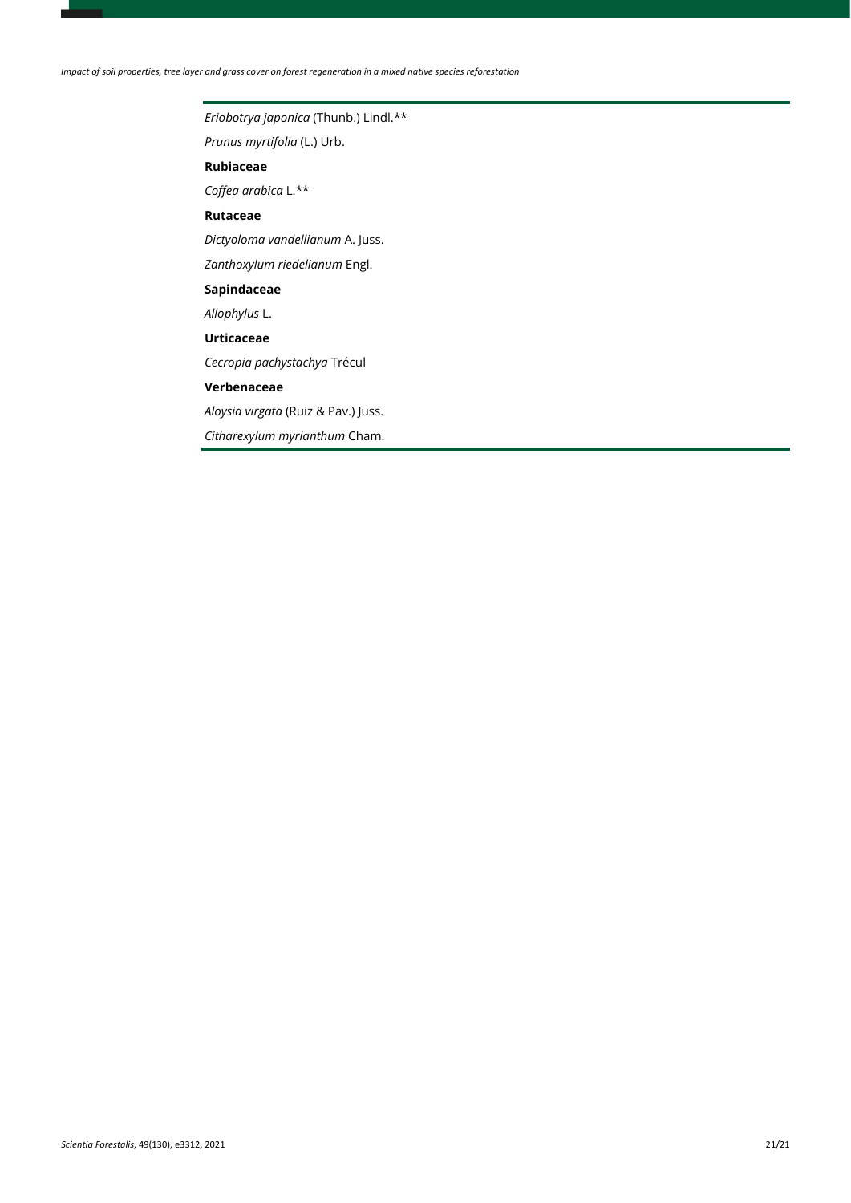| |
|---|
| *Eriobotrya japonica* (Thunb.) Lindl.** |
| *Prunus myrtifolia* (L.) Urb. |
| **Rubiaceae** |
| *Coffea arabica* L.** |
| **Rutaceae** |
| *Dictyoloma vandellianum* A. Juss. |
| *Zanthoxylum riedelianum* Engl. |
| **Sapindaceae** |
| *Allophylus* L. |
| **Urticaceae** |
| *Cecropia pachystachya* Trécul |
| **Verbenaceae** |
| *Aloysia virgata* (Ruiz & Pav.) Juss. |
| *Citharexylum myrianthum* Cham. |